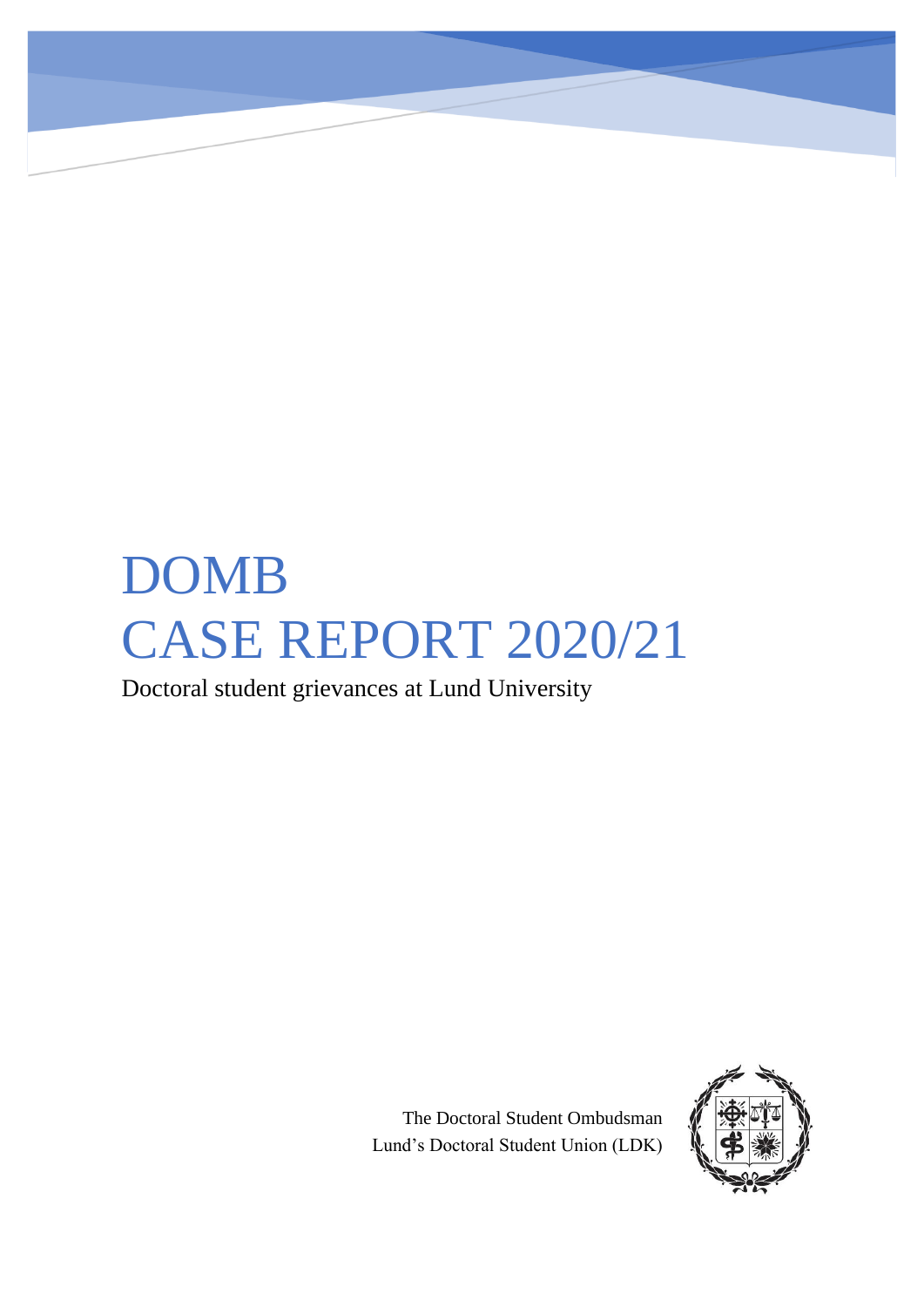# DOMB
# CASE REPORT 2020/21

Doctoral student grievances at Lund University

The Doctoral Student Ombudsman
Lund's Doctoral Student Union (LDK)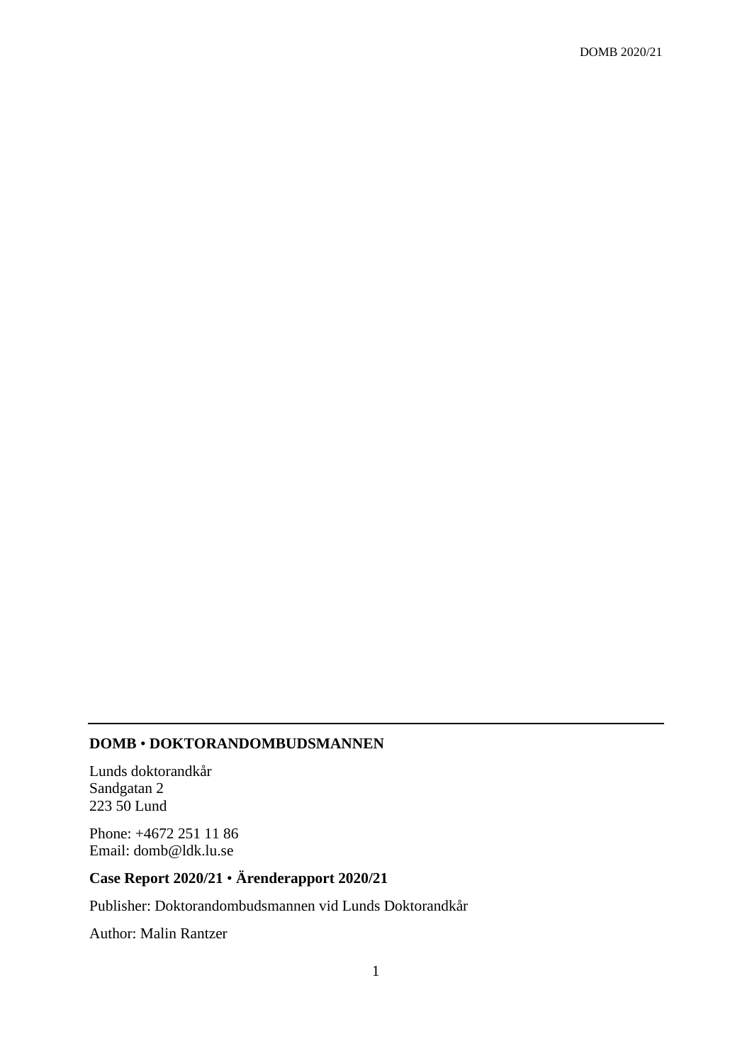---

**DOMB • DOKTORANDOMBUDSMANNEN**

Lunds doktorandkår
Sandgatan 2
223 50 Lund

Phone: +4672 251 11 86
Email: domb@ldk.lu.se

**Case Report 2020/21 • Ärenderapport 2020/21**

Publisher: Doktorandombudsmannen vid Lunds Doktorandkår

Author: Malin Rantzer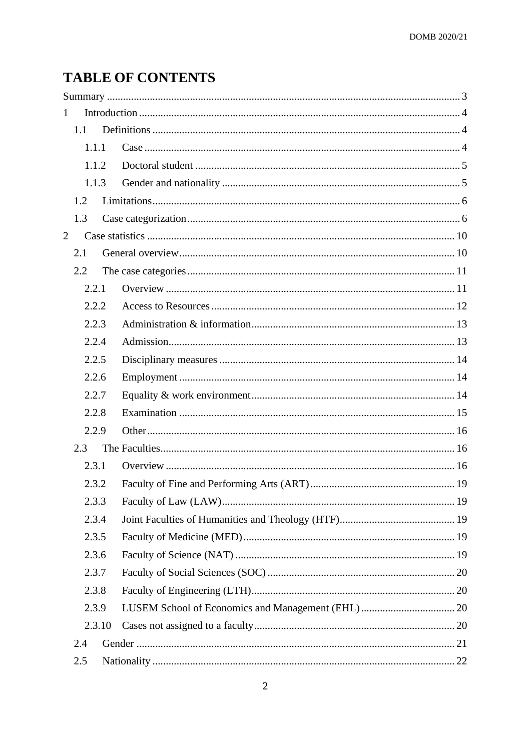# TABLE OF CONTENTS

Summary ... 3

1 Introduction ... 4

- 1.1 Definitions ... 4
  - 1.1.1 Case ... 4
  - 1.1.2 Doctoral student ... 5
  - 1.1.3 Gender and nationality ... 5
- 1.2 Limitations ... 6
- 1.3 Case categorization ... 6

2 Case statistics ... 10

- 2.1 General overview ... 10
- 2.2 The case categories ... 11
  - 2.2.1 Overview ... 11
  - 2.2.2 Access to Resources ... 12
  - 2.2.3 Administration & information ... 13
  - 2.2.4 Admission ... 13
  - 2.2.5 Disciplinary measures ... 14
  - 2.2.6 Employment ... 14
  - 2.2.7 Equality & work environment ... 14
  - 2.2.8 Examination ... 15
  - 2.2.9 Other ... 16
- 2.3 The Faculties ... 16
  - 2.3.1 Overview ... 16
  - 2.3.2 Faculty of Fine and Performing Arts (ART) ... 19
  - 2.3.3 Faculty of Law (LAW) ... 19
  - 2.3.4 Joint Faculties of Humanities and Theology (HTF) ... 19
  - 2.3.5 Faculty of Medicine (MED) ... 19
  - 2.3.6 Faculty of Science (NAT) ... 19
  - 2.3.7 Faculty of Social Sciences (SOC) ... 20
  - 2.3.8 Faculty of Engineering (LTH) ... 20
  - 2.3.9 LUSEM School of Economics and Management (EHL) ... 20
  - 2.3.10 Cases not assigned to a faculty ... 20
- 2.4 Gender ... 21
- 2.5 Nationality ... 22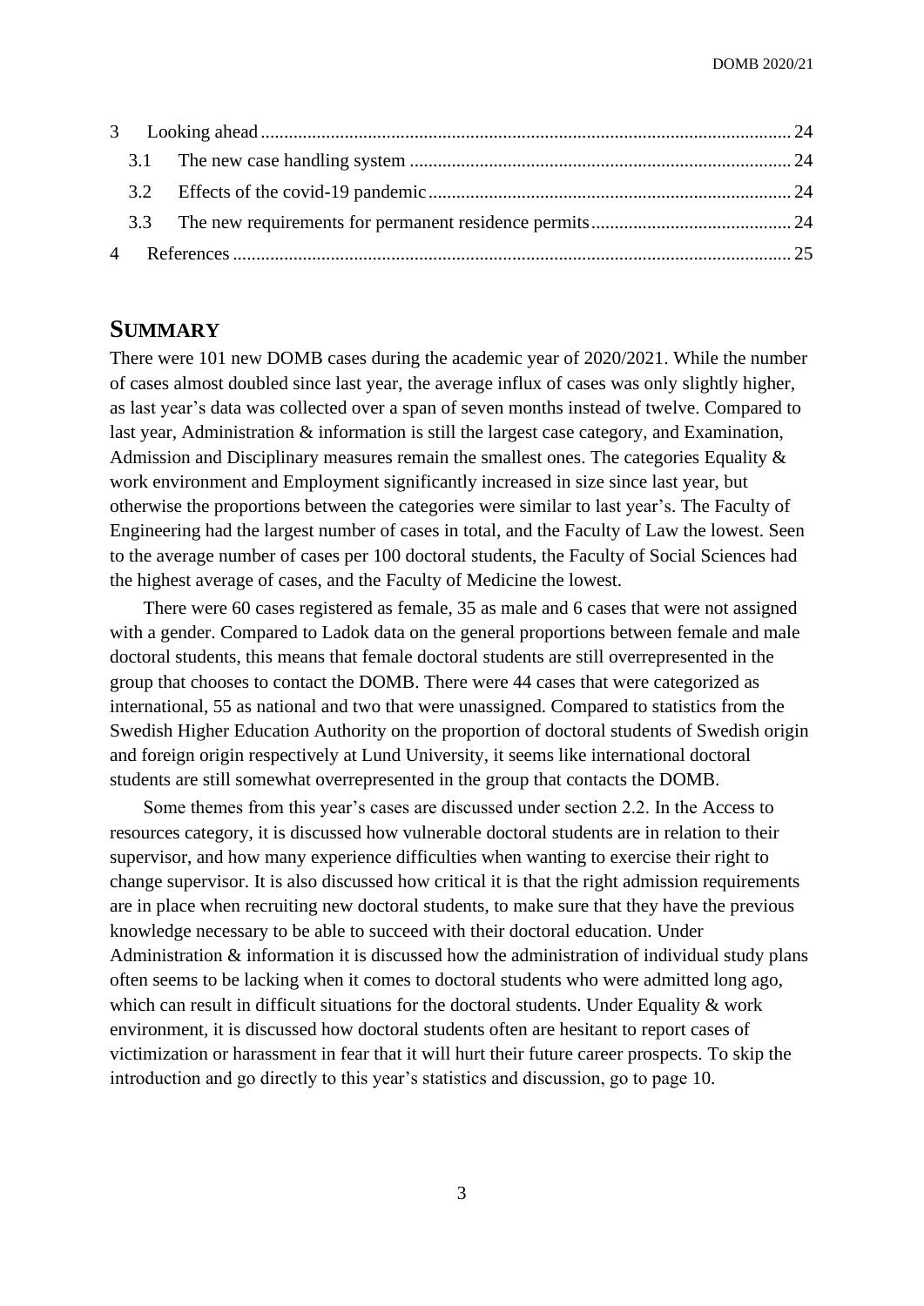| | | |
|---|---|---|
| 3 | Looking ahead | 24 |
| 3.1 | The new case handling system | 24 |
| 3.2 | Effects of the covid-19 pandemic | 24 |
| 3.3 | The new requirements for permanent residence permits | 24 |
| 4 | References | 25 |

# SUMMARY

There were 101 new DOMB cases during the academic year of 2020/2021. While the number of cases almost doubled since last year, the average influx of cases was only slightly higher, as last year's data was collected over a span of seven months instead of twelve. Compared to last year, Administration & information is still the largest case category, and Examination, Admission and Disciplinary measures remain the smallest ones. The categories Equality & work environment and Employment significantly increased in size since last year, but otherwise the proportions between the categories were similar to last year's. The Faculty of Engineering had the largest number of cases in total, and the Faculty of Law the lowest. Seen to the average number of cases per 100 doctoral students, the Faculty of Social Sciences had the highest average of cases, and the Faculty of Medicine the lowest.

There were 60 cases registered as female, 35 as male and 6 cases that were not assigned with a gender. Compared to Ladok data on the general proportions between female and male doctoral students, this means that female doctoral students are still overrepresented in the group that chooses to contact the DOMB. There were 44 cases that were categorized as international, 55 as national and two that were unassigned. Compared to statistics from the Swedish Higher Education Authority on the proportion of doctoral students of Swedish origin and foreign origin respectively at Lund University, it seems like international doctoral students are still somewhat overrepresented in the group that contacts the DOMB.

Some themes from this year's cases are discussed under section 2.2. In the Access to resources category, it is discussed how vulnerable doctoral students are in relation to their supervisor, and how many experience difficulties when wanting to exercise their right to change supervisor. It is also discussed how critical it is that the right admission requirements are in place when recruiting new doctoral students, to make sure that they have the previous knowledge necessary to be able to succeed with their doctoral education. Under Administration & information it is discussed how the administration of individual study plans often seems to be lacking when it comes to doctoral students who were admitted long ago, which can result in difficult situations for the doctoral students. Under Equality & work environment, it is discussed how doctoral students often are hesitant to report cases of victimization or harassment in fear that it will hurt their future career prospects. To skip the introduction and go directly to this year's statistics and discussion, go to page 10.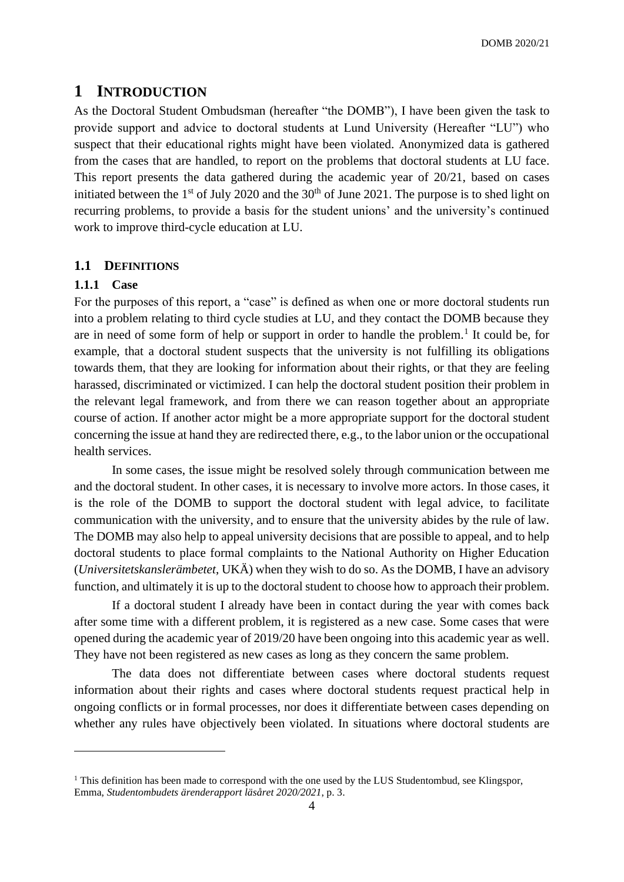# 1 INTRODUCTION

As the Doctoral Student Ombudsman (hereafter "the DOMB"), I have been given the task to provide support and advice to doctoral students at Lund University (Hereafter "LU") who suspect that their educational rights might have been violated. Anonymized data is gathered from the cases that are handled, to report on the problems that doctoral students at LU face. This report presents the data gathered during the academic year of 20/21, based on cases initiated between the 1st of July 2020 and the 30th of June 2021. The purpose is to shed light on recurring problems, to provide a basis for the student unions' and the university's continued work to improve third-cycle education at LU.

## 1.1 DEFINITIONS

### 1.1.1 Case

For the purposes of this report, a "case" is defined as when one or more doctoral students run into a problem relating to third cycle studies at LU, and they contact the DOMB because they are in need of some form of help or support in order to handle the problem.[1] It could be, for example, that a doctoral student suspects that the university is not fulfilling its obligations towards them, that they are looking for information about their rights, or that they are feeling harassed, discriminated or victimized. I can help the doctoral student position their problem in the relevant legal framework, and from there we can reason together about an appropriate course of action. If another actor might be a more appropriate support for the doctoral student concerning the issue at hand they are redirected there, e.g., to the labor union or the occupational health services.

In some cases, the issue might be resolved solely through communication between me and the doctoral student. In other cases, it is necessary to involve more actors. In those cases, it is the role of the DOMB to support the doctoral student with legal advice, to facilitate communication with the university, and to ensure that the university abides by the rule of law. The DOMB may also help to appeal university decisions that are possible to appeal, and to help doctoral students to place formal complaints to the National Authority on Higher Education (*Universitetskanslerämbetet*, UKÄ) when they wish to do so. As the DOMB, I have an advisory function, and ultimately it is up to the doctoral student to choose how to approach their problem.

If a doctoral student I already have been in contact during the year with comes back after some time with a different problem, it is registered as a new case. Some cases that were opened during the academic year of 2019/20 have been ongoing into this academic year as well. They have not been registered as new cases as long as they concern the same problem.

The data does not differentiate between cases where doctoral students request information about their rights and cases where doctoral students request practical help in ongoing conflicts or in formal processes, nor does it differentiate between cases depending on whether any rules have objectively been violated. In situations where doctoral students are

---

[1] This definition has been made to correspond with the one used by the LUS Studentombud, see Klingspor, Emma, *Studentombudets ärenderapport läsåret 2020/2021*, p. 3.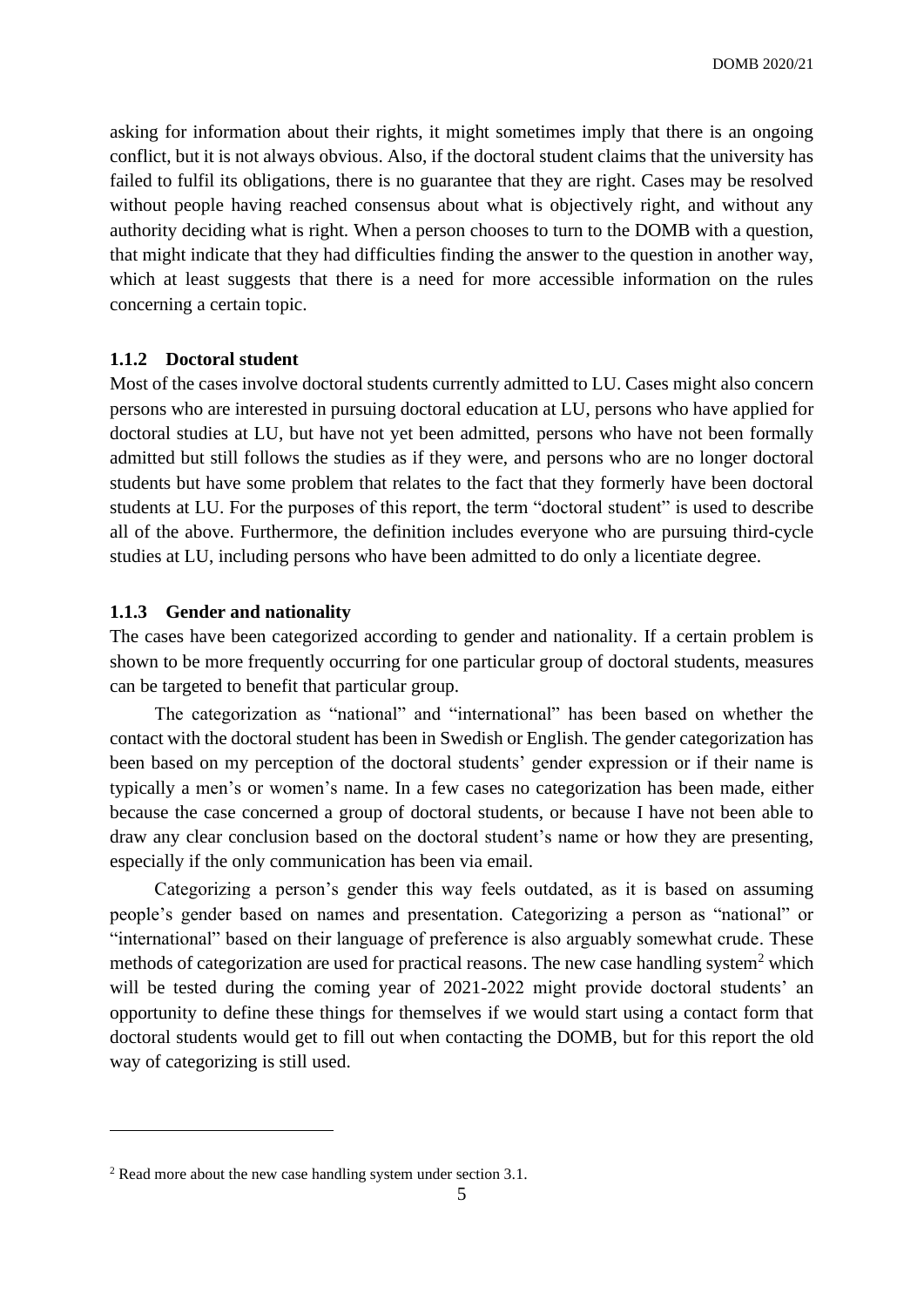asking for information about their rights, it might sometimes imply that there is an ongoing conflict, but it is not always obvious. Also, if the doctoral student claims that the university has failed to fulfil its obligations, there is no guarantee that they are right. Cases may be resolved without people having reached consensus about what is objectively right, and without any authority deciding what is right. When a person chooses to turn to the DOMB with a question, that might indicate that they had difficulties finding the answer to the question in another way, which at least suggests that there is a need for more accessible information on the rules concerning a certain topic.

### 1.1.2 Doctoral student

Most of the cases involve doctoral students currently admitted to LU. Cases might also concern persons who are interested in pursuing doctoral education at LU, persons who have applied for doctoral studies at LU, but have not yet been admitted, persons who have not been formally admitted but still follows the studies as if they were, and persons who are no longer doctoral students but have some problem that relates to the fact that they formerly have been doctoral students at LU. For the purposes of this report, the term "doctoral student" is used to describe all of the above. Furthermore, the definition includes everyone who are pursuing third-cycle studies at LU, including persons who have been admitted to do only a licentiate degree.

### 1.1.3 Gender and nationality

The cases have been categorized according to gender and nationality. If a certain problem is shown to be more frequently occurring for one particular group of doctoral students, measures can be targeted to benefit that particular group.

The categorization as "national" and "international" has been based on whether the contact with the doctoral student has been in Swedish or English. The gender categorization has been based on my perception of the doctoral students' gender expression or if their name is typically a men's or women's name. In a few cases no categorization has been made, either because the case concerned a group of doctoral students, or because I have not been able to draw any clear conclusion based on the doctoral student's name or how they are presenting, especially if the only communication has been via email.

Categorizing a person's gender this way feels outdated, as it is based on assuming people's gender based on names and presentation. Categorizing a person as "national" or "international" based on their language of preference is also arguably somewhat crude. These methods of categorization are used for practical reasons. The new case handling system[2] which will be tested during the coming year of 2021-2022 might provide doctoral students' an opportunity to define these things for themselves if we would start using a contact form that doctoral students would get to fill out when contacting the DOMB, but for this report the old way of categorizing is still used.

---

[2] Read more about the new case handling system under section 3.1.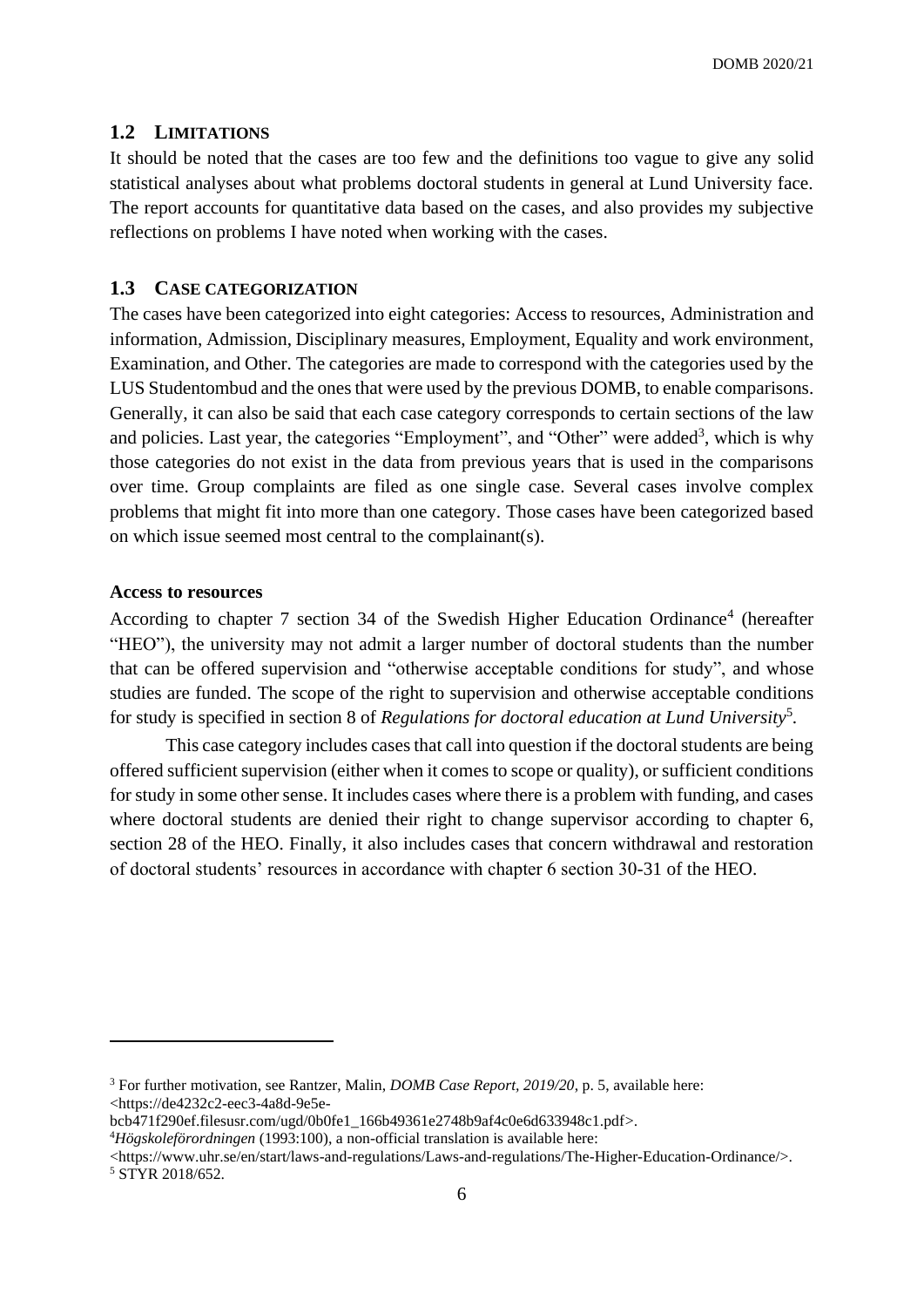## 1.2 LIMITATIONS

It should be noted that the cases are too few and the definitions too vague to give any solid statistical analyses about what problems doctoral students in general at Lund University face. The report accounts for quantitative data based on the cases, and also provides my subjective reflections on problems I have noted when working with the cases.

## 1.3 CASE CATEGORIZATION

The cases have been categorized into eight categories: Access to resources, Administration and information, Admission, Disciplinary measures, Employment, Equality and work environment, Examination, and Other. The categories are made to correspond with the categories used by the LUS Studentombud and the ones that were used by the previous DOMB, to enable comparisons. Generally, it can also be said that each case category corresponds to certain sections of the law and policies. Last year, the categories "Employment", and "Other" were added[3], which is why those categories do not exist in the data from previous years that is used in the comparisons over time. Group complaints are filed as one single case. Several cases involve complex problems that might fit into more than one category. Those cases have been categorized based on which issue seemed most central to the complainant(s).

**Access to resources**

According to chapter 7 section 34 of the Swedish Higher Education Ordinance[4] (hereafter "HEO"), the university may not admit a larger number of doctoral students than the number that can be offered supervision and "otherwise acceptable conditions for study", and whose studies are funded. The scope of the right to supervision and otherwise acceptable conditions for study is specified in section 8 of *Regulations for doctoral education at Lund University*[5].

This case category includes cases that call into question if the doctoral students are being offered sufficient supervision (either when it comes to scope or quality), or sufficient conditions for study in some other sense. It includes cases where there is a problem with funding, and cases where doctoral students are denied their right to change supervisor according to chapter 6, section 28 of the HEO. Finally, it also includes cases that concern withdrawal and restoration of doctoral students' resources in accordance with chapter 6 section 30-31 of the HEO.

---

[3] For further motivation, see Rantzer, Malin, *DOMB Case Report, 2019/20*, p. 5, available here: <https://de4232c2-eec3-4a8d-9e5e-bcb471f290ef.filesusr.com/ugd/0b0fe1_166b49361e2748b9af4c0e6d633948c1.pdf>.

[4] *Högskoleförordningen* (1993:100), a non-official translation is available here: <https://www.uhr.se/en/start/laws-and-regulations/Laws-and-regulations/The-Higher-Education-Ordinance/>.

[5] STYR 2018/652.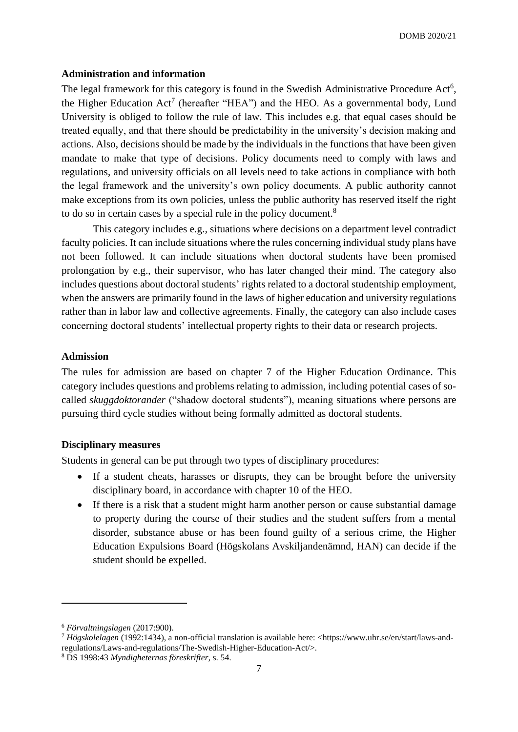**Administration and information**

The legal framework for this category is found in the Swedish Administrative Procedure Act[6], the Higher Education Act[7] (hereafter "HEA") and the HEO. As a governmental body, Lund University is obliged to follow the rule of law. This includes e.g. that equal cases should be treated equally, and that there should be predictability in the university's decision making and actions. Also, decisions should be made by the individuals in the functions that have been given mandate to make that type of decisions. Policy documents need to comply with laws and regulations, and university officials on all levels need to take actions in compliance with both the legal framework and the university's own policy documents. A public authority cannot make exceptions from its own policies, unless the public authority has reserved itself the right to do so in certain cases by a special rule in the policy document.[8]

This category includes e.g., situations where decisions on a department level contradict faculty policies. It can include situations where the rules concerning individual study plans have not been followed. It can include situations when doctoral students have been promised prolongation by e.g., their supervisor, who has later changed their mind. The category also includes questions about doctoral students' rights related to a doctoral studentship employment, when the answers are primarily found in the laws of higher education and university regulations rather than in labor law and collective agreements. Finally, the category can also include cases concerning doctoral students' intellectual property rights to their data or research projects.

**Admission**

The rules for admission are based on chapter 7 of the Higher Education Ordinance. This category includes questions and problems relating to admission, including potential cases of so-called *skuggdoktorander* ("shadow doctoral students"), meaning situations where persons are pursuing third cycle studies without being formally admitted as doctoral students.

**Disciplinary measures**

Students in general can be put through two types of disciplinary procedures:

- If a student cheats, harasses or disrupts, they can be brought before the university disciplinary board, in accordance with chapter 10 of the HEO.
- If there is a risk that a student might harm another person or cause substantial damage to property during the course of their studies and the student suffers from a mental disorder, substance abuse or has been found guilty of a serious crime, the Higher Education Expulsions Board (Högskolans Avskiljandenämnd, HAN) can decide if the student should be expelled.

---

[6] *Förvaltningslagen* (2017:900).

[7] *Högskolelagen* (1992:1434), a non-official translation is available here: <https://www.uhr.se/en/start/laws-and-regulations/Laws-and-regulations/The-Swedish-Higher-Education-Act/>.

[8] DS 1998:43 *Myndigheternas föreskrifter*, s. 54.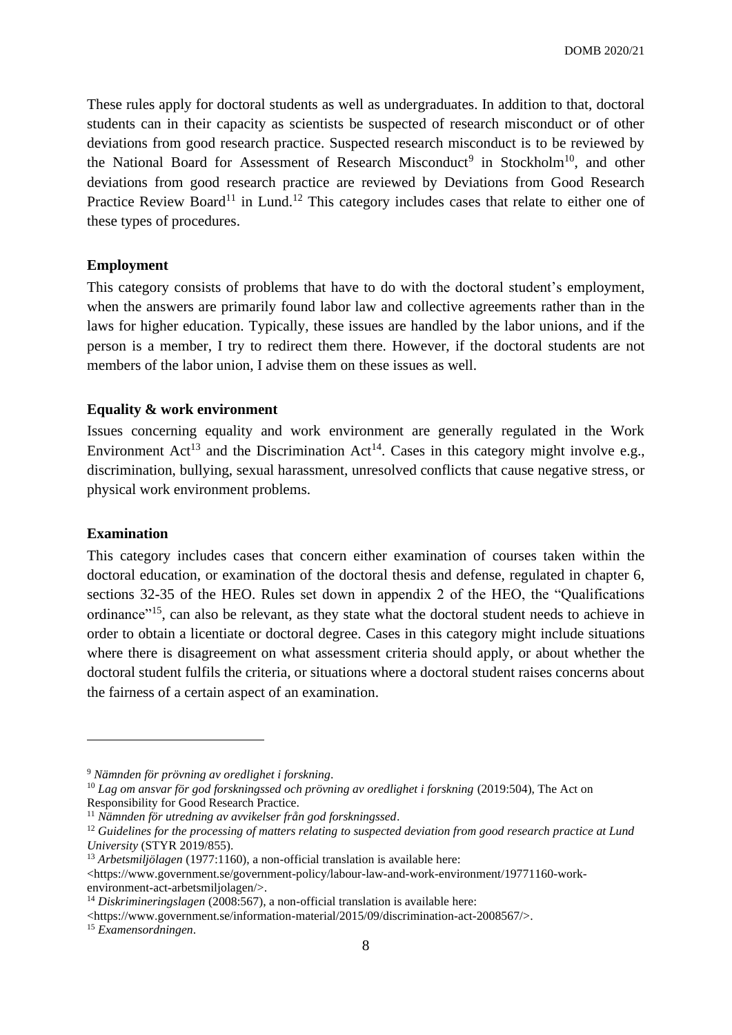These rules apply for doctoral students as well as undergraduates. In addition to that, doctoral students can in their capacity as scientists be suspected of research misconduct or of other deviations from good research practice. Suspected research misconduct is to be reviewed by the National Board for Assessment of Research Misconduct[9] in Stockholm[10], and other deviations from good research practice are reviewed by Deviations from Good Research Practice Review Board[11] in Lund.[12] This category includes cases that relate to either one of these types of procedures.

**Employment**

This category consists of problems that have to do with the doctoral student's employment, when the answers are primarily found labor law and collective agreements rather than in the laws for higher education. Typically, these issues are handled by the labor unions, and if the person is a member, I try to redirect them there. However, if the doctoral students are not members of the labor union, I advise them on these issues as well.

**Equality & work environment**

Issues concerning equality and work environment are generally regulated in the Work Environment Act[13] and the Discrimination Act[14]. Cases in this category might involve e.g., discrimination, bullying, sexual harassment, unresolved conflicts that cause negative stress, or physical work environment problems.

**Examination**

This category includes cases that concern either examination of courses taken within the doctoral education, or examination of the doctoral thesis and defense, regulated in chapter 6, sections 32-35 of the HEO. Rules set down in appendix 2 of the HEO, the "Qualifications ordinance"[15], can also be relevant, as they state what the doctoral student needs to achieve in order to obtain a licentiate or doctoral degree. Cases in this category might include situations where there is disagreement on what assessment criteria should apply, or about whether the doctoral student fulfils the criteria, or situations where a doctoral student raises concerns about the fairness of a certain aspect of an examination.

---

[9] *Nämnden för prövning av oredlighet i forskning*.

[10] *Lag om ansvar för god forskningssed och prövning av oredlighet i forskning* (2019:504), The Act on Responsibility for Good Research Practice.

[11] *Nämnden för utredning av avvikelser från god forskningssed*.

[12] *Guidelines for the processing of matters relating to suspected deviation from good research practice at Lund University* (STYR 2019/855).

[13] *Arbetsmiljölagen* (1977:1160), a non-official translation is available here: <https://www.government.se/government-policy/labour-law-and-work-environment/19771160-work-environment-act-arbetsmiljolagen/>.

[14] *Diskrimineringslagen* (2008:567), a non-official translation is available here: <https://www.government.se/information-material/2015/09/discrimination-act-2008567/>.

[15] *Examensordningen*.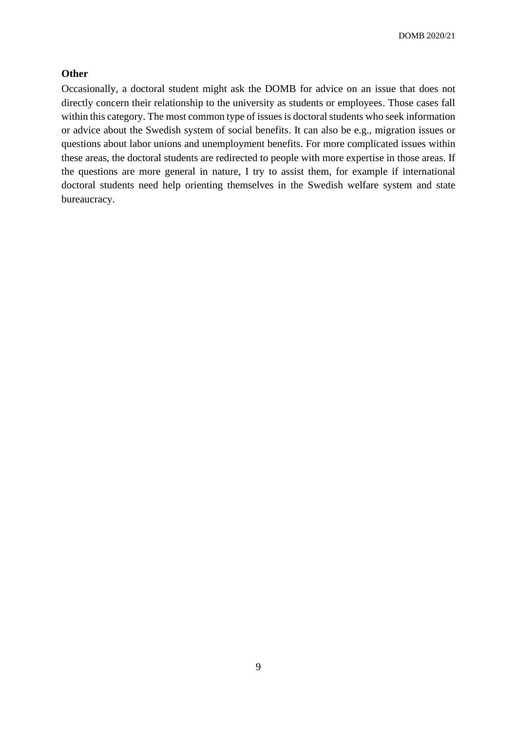**Other**

Occasionally, a doctoral student might ask the DOMB for advice on an issue that does not directly concern their relationship to the university as students or employees. Those cases fall within this category. The most common type of issues is doctoral students who seek information or advice about the Swedish system of social benefits. It can also be e.g., migration issues or questions about labor unions and unemployment benefits. For more complicated issues within these areas, the doctoral students are redirected to people with more expertise in those areas. If the questions are more general in nature, I try to assist them, for example if international doctoral students need help orienting themselves in the Swedish welfare system and state bureaucracy.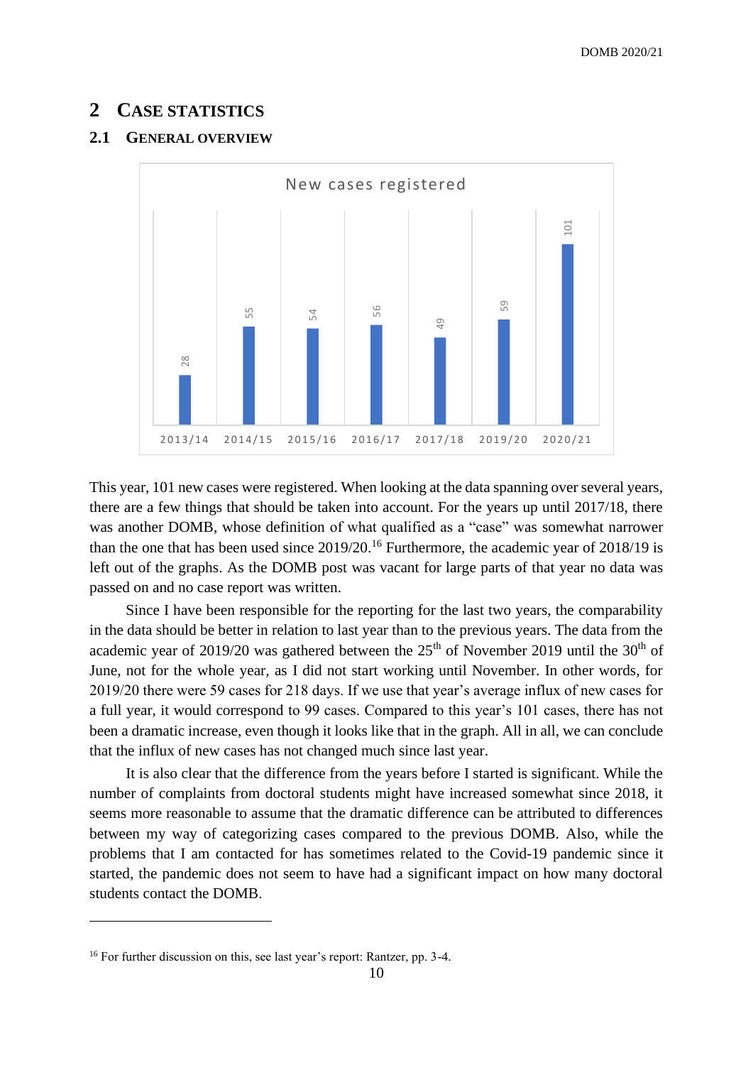## 2 CASE STATISTICS

### 2.1 GENERAL OVERVIEW

New cases registered

| 2013/14 | 2014/15 | 2015/16 | 2016/17 | 2017/18 | 2019/20 | 2020/21 |
|---|---|---|---|---|---|---|
| 28 | 55 | 54 | 56 | 49 | 59 | 101 |

This year, 101 new cases were registered. When looking at the data spanning over several years, there are a few things that should be taken into account. For the years up until 2017/18, there was another DOMB, whose definition of what qualified as a "case" was somewhat narrower than the one that has been used since 2019/20.[16] Furthermore, the academic year of 2018/19 is left out of the graphs. As the DOMB post was vacant for large parts of that year no data was passed on and no case report was written.

Since I have been responsible for the reporting for the last two years, the comparability in the data should be better in relation to last year than to the previous years. The data from the academic year of 2019/20 was gathered between the 25th of November 2019 until the 30th of June, not for the whole year, as I did not start working until November. In other words, for 2019/20 there were 59 cases for 218 days. If we use that year's average influx of new cases for a full year, it would correspond to 99 cases. Compared to this year's 101 cases, there has not been a dramatic increase, even though it looks like that in the graph. All in all, we can conclude that the influx of new cases has not changed much since last year.

It is also clear that the difference from the years before I started is significant. While the number of complaints from doctoral students might have increased somewhat since 2018, it seems more reasonable to assume that the dramatic difference can be attributed to differences between my way of categorizing cases compared to the previous DOMB. Also, while the problems that I am contacted for has sometimes related to the Covid-19 pandemic since it started, the pandemic does not seem to have had a significant impact on how many doctoral students contact the DOMB.

---

[16] For further discussion on this, see last year's report: Rantzer, pp. 3-4.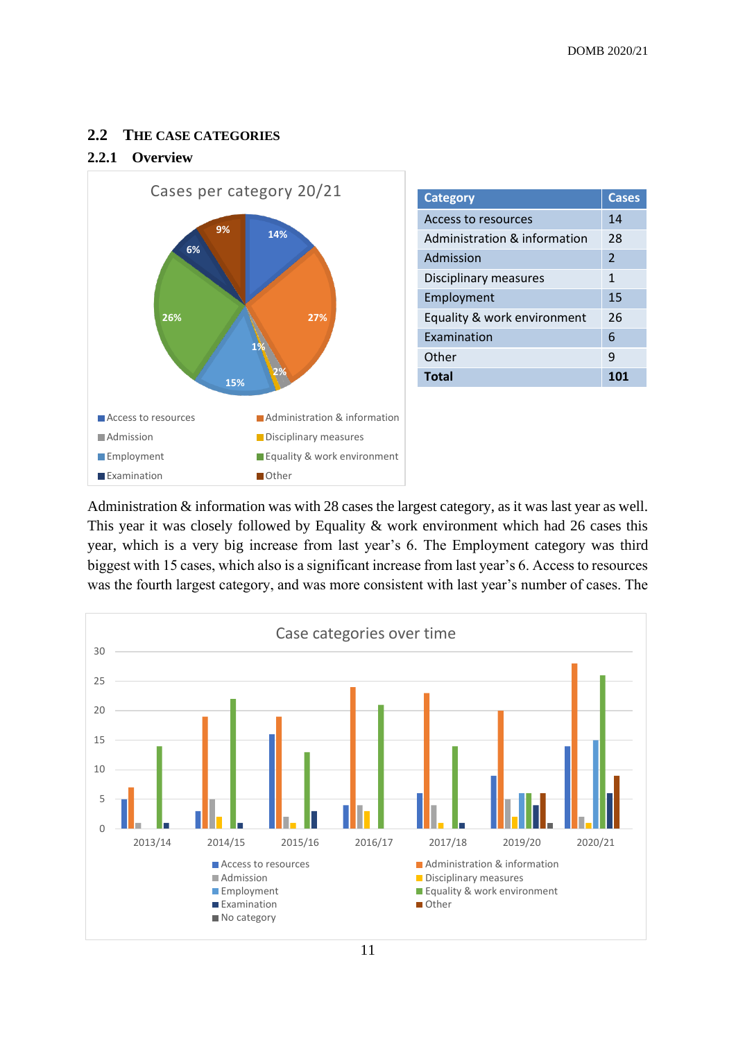## 2.2 The case categories

### 2.2.1 Overview

| Category | Cases |
|---|---|
| Access to resources | 14 |
| Administration & information | 28 |
| Admission | 2 |
| Disciplinary measures | 1 |
| Employment | 15 |
| Equality & work environment | 26 |
| Examination | 6 |
| Other | 9 |
| **Total** | **101** |

Administration & information was with 28 cases the largest category, as it was last year as well. This year it was closely followed by Equality & work environment which had 26 cases this year, which is a very big increase from last year's 6. The Employment category was third biggest with 15 cases, which also is a significant increase from last year's 6. Access to resources was the fourth largest category, and was more consistent with last year's number of cases. The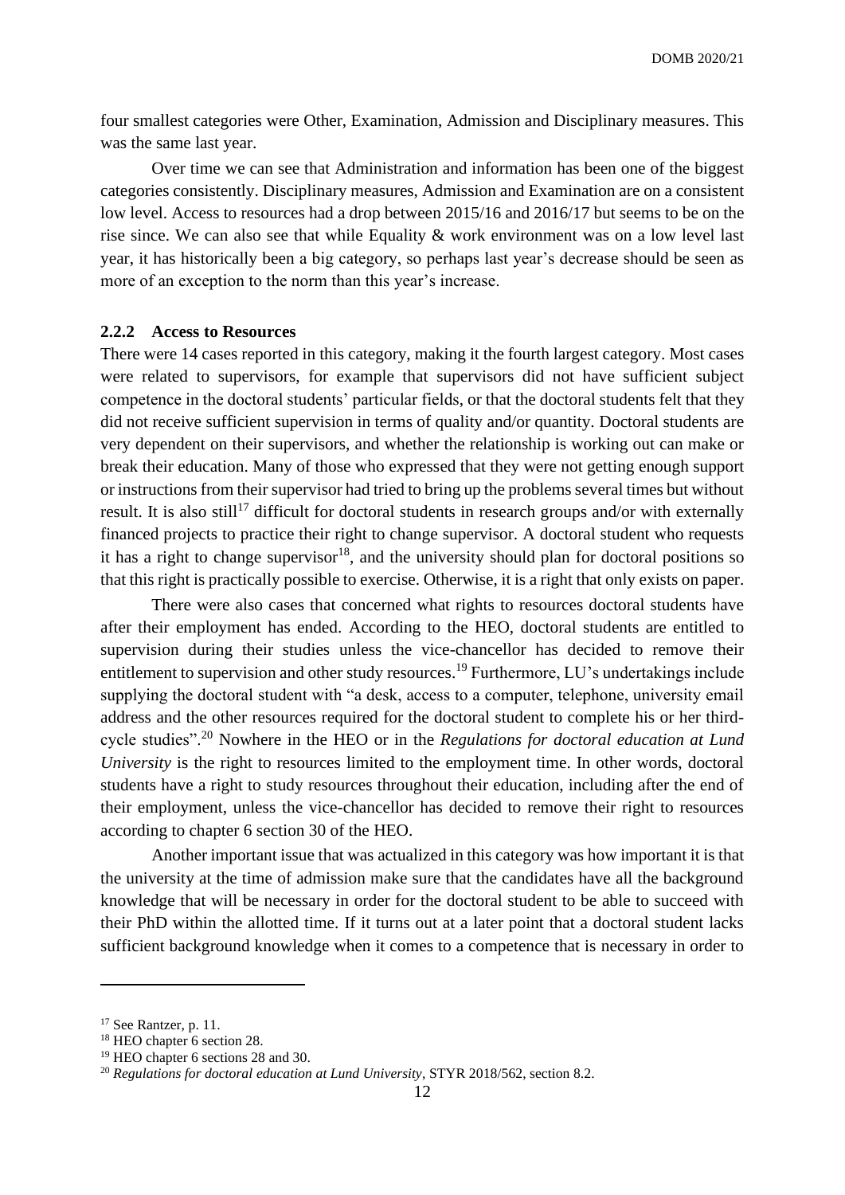four smallest categories were Other, Examination, Admission and Disciplinary measures. This was the same last year.

Over time we can see that Administration and information has been one of the biggest categories consistently. Disciplinary measures, Admission and Examination are on a consistent low level. Access to resources had a drop between 2015/16 and 2016/17 but seems to be on the rise since. We can also see that while Equality & work environment was on a low level last year, it has historically been a big category, so perhaps last year's decrease should be seen as more of an exception to the norm than this year's increase.

### 2.2.2 Access to Resources

There were 14 cases reported in this category, making it the fourth largest category. Most cases were related to supervisors, for example that supervisors did not have sufficient subject competence in the doctoral students' particular fields, or that the doctoral students felt that they did not receive sufficient supervision in terms of quality and/or quantity. Doctoral students are very dependent on their supervisors, and whether the relationship is working out can make or break their education. Many of those who expressed that they were not getting enough support or instructions from their supervisor had tried to bring up the problems several times but without result. It is also still[17] difficult for doctoral students in research groups and/or with externally financed projects to practice their right to change supervisor. A doctoral student who requests it has a right to change supervisor[18], and the university should plan for doctoral positions so that this right is practically possible to exercise. Otherwise, it is a right that only exists on paper.

There were also cases that concerned what rights to resources doctoral students have after their employment has ended. According to the HEO, doctoral students are entitled to supervision during their studies unless the vice-chancellor has decided to remove their entitlement to supervision and other study resources.[19] Furthermore, LU's undertakings include supplying the doctoral student with "a desk, access to a computer, telephone, university email address and the other resources required for the doctoral student to complete his or her third-cycle studies".[20] Nowhere in the HEO or in the *Regulations for doctoral education at Lund University* is the right to resources limited to the employment time. In other words, doctoral students have a right to study resources throughout their education, including after the end of their employment, unless the vice-chancellor has decided to remove their right to resources according to chapter 6 section 30 of the HEO.

Another important issue that was actualized in this category was how important it is that the university at the time of admission make sure that the candidates have all the background knowledge that will be necessary in order for the doctoral student to be able to succeed with their PhD within the allotted time. If it turns out at a later point that a doctoral student lacks sufficient background knowledge when it comes to a competence that is necessary in order to

---

[17] See Rantzer, p. 11.

[18] HEO chapter 6 section 28.

[19] HEO chapter 6 sections 28 and 30.

[20] *Regulations for doctoral education at Lund University*, STYR 2018/562, section 8.2.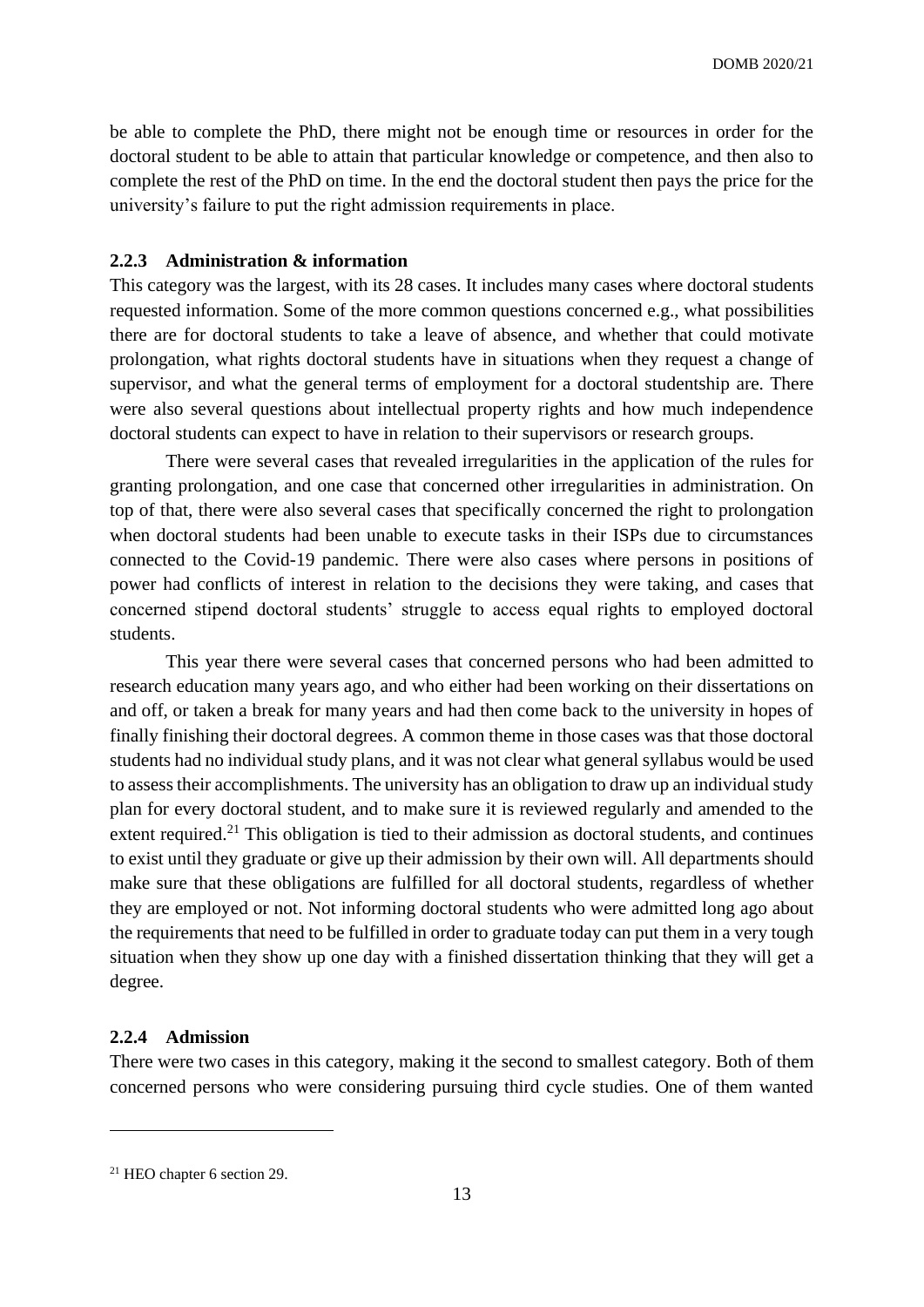be able to complete the PhD, there might not be enough time or resources in order for the doctoral student to be able to attain that particular knowledge or competence, and then also to complete the rest of the PhD on time. In the end the doctoral student then pays the price for the university's failure to put the right admission requirements in place.

### 2.2.3 Administration & information

This category was the largest, with its 28 cases. It includes many cases where doctoral students requested information. Some of the more common questions concerned e.g., what possibilities there are for doctoral students to take a leave of absence, and whether that could motivate prolongation, what rights doctoral students have in situations when they request a change of supervisor, and what the general terms of employment for a doctoral studentship are. There were also several questions about intellectual property rights and how much independence doctoral students can expect to have in relation to their supervisors or research groups.

There were several cases that revealed irregularities in the application of the rules for granting prolongation, and one case that concerned other irregularities in administration. On top of that, there were also several cases that specifically concerned the right to prolongation when doctoral students had been unable to execute tasks in their ISPs due to circumstances connected to the Covid-19 pandemic. There were also cases where persons in positions of power had conflicts of interest in relation to the decisions they were taking, and cases that concerned stipend doctoral students' struggle to access equal rights to employed doctoral students.

This year there were several cases that concerned persons who had been admitted to research education many years ago, and who either had been working on their dissertations on and off, or taken a break for many years and had then come back to the university in hopes of finally finishing their doctoral degrees. A common theme in those cases was that those doctoral students had no individual study plans, and it was not clear what general syllabus would be used to assess their accomplishments. The university has an obligation to draw up an individual study plan for every doctoral student, and to make sure it is reviewed regularly and amended to the extent required.[21] This obligation is tied to their admission as doctoral students, and continues to exist until they graduate or give up their admission by their own will. All departments should make sure that these obligations are fulfilled for all doctoral students, regardless of whether they are employed or not. Not informing doctoral students who were admitted long ago about the requirements that need to be fulfilled in order to graduate today can put them in a very tough situation when they show up one day with a finished dissertation thinking that they will get a degree.

### 2.2.4 Admission

There were two cases in this category, making it the second to smallest category. Both of them concerned persons who were considering pursuing third cycle studies. One of them wanted

[21] HEO chapter 6 section 29.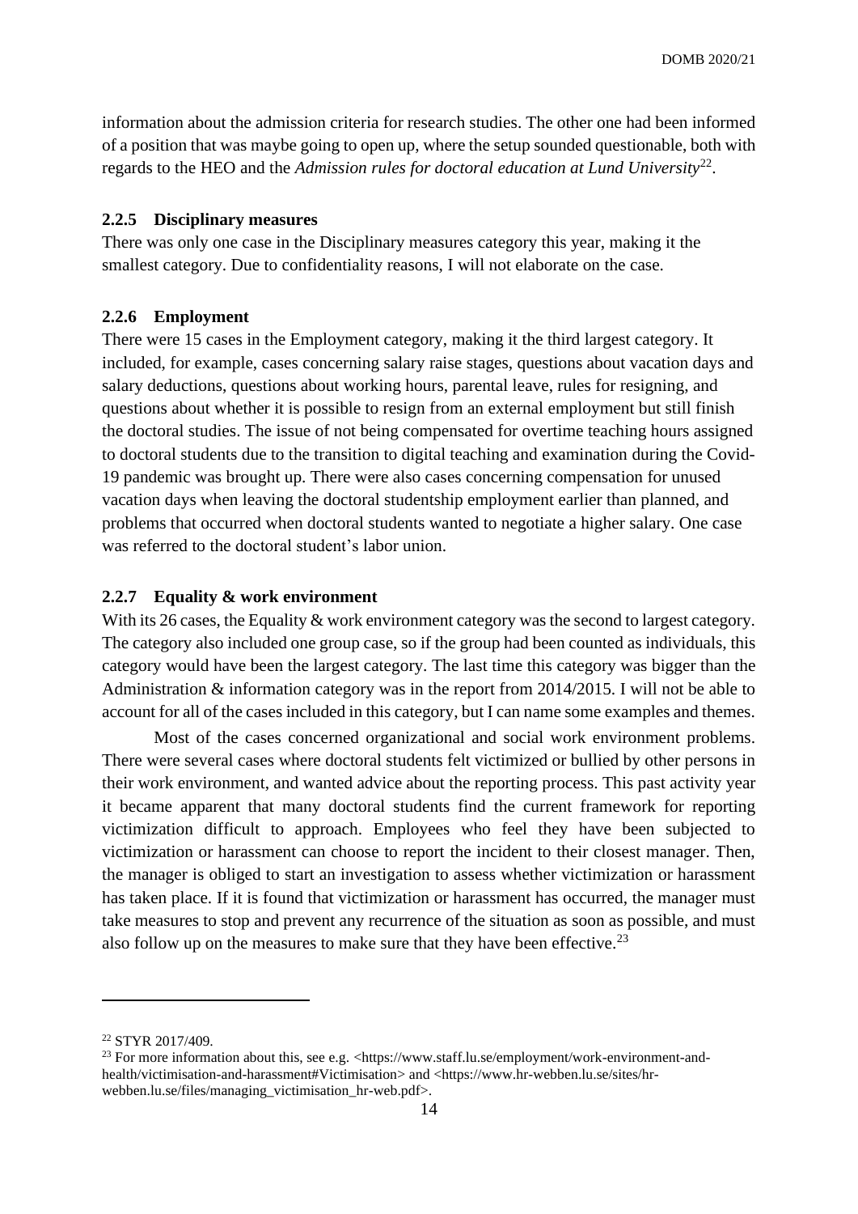information about the admission criteria for research studies. The other one had been informed of a position that was maybe going to open up, where the setup sounded questionable, both with regards to the HEO and the *Admission rules for doctoral education at Lund University*[22].

### 2.2.5 Disciplinary measures

There was only one case in the Disciplinary measures category this year, making it the smallest category. Due to confidentiality reasons, I will not elaborate on the case.

### 2.2.6 Employment

There were 15 cases in the Employment category, making it the third largest category. It included, for example, cases concerning salary raise stages, questions about vacation days and salary deductions, questions about working hours, parental leave, rules for resigning, and questions about whether it is possible to resign from an external employment but still finish the doctoral studies. The issue of not being compensated for overtime teaching hours assigned to doctoral students due to the transition to digital teaching and examination during the Covid-19 pandemic was brought up. There were also cases concerning compensation for unused vacation days when leaving the doctoral studentship employment earlier than planned, and problems that occurred when doctoral students wanted to negotiate a higher salary. One case was referred to the doctoral student's labor union.

### 2.2.7 Equality & work environment

With its 26 cases, the Equality & work environment category was the second to largest category. The category also included one group case, so if the group had been counted as individuals, this category would have been the largest category. The last time this category was bigger than the Administration & information category was in the report from 2014/2015. I will not be able to account for all of the cases included in this category, but I can name some examples and themes.

Most of the cases concerned organizational and social work environment problems. There were several cases where doctoral students felt victimized or bullied by other persons in their work environment, and wanted advice about the reporting process. This past activity year it became apparent that many doctoral students find the current framework for reporting victimization difficult to approach. Employees who feel they have been subjected to victimization or harassment can choose to report the incident to their closest manager. Then, the manager is obliged to start an investigation to assess whether victimization or harassment has taken place. If it is found that victimization or harassment has occurred, the manager must take measures to stop and prevent any recurrence of the situation as soon as possible, and must also follow up on the measures to make sure that they have been effective.[23]

---

[22] STYR 2017/409.

[23] For more information about this, see e.g. <https://www.staff.lu.se/employment/work-environment-and-health/victimisation-and-harassment#Victimisation> and <https://www.hr-webben.lu.se/sites/hr-webben.lu.se/files/managing_victimisation_hr-web.pdf>.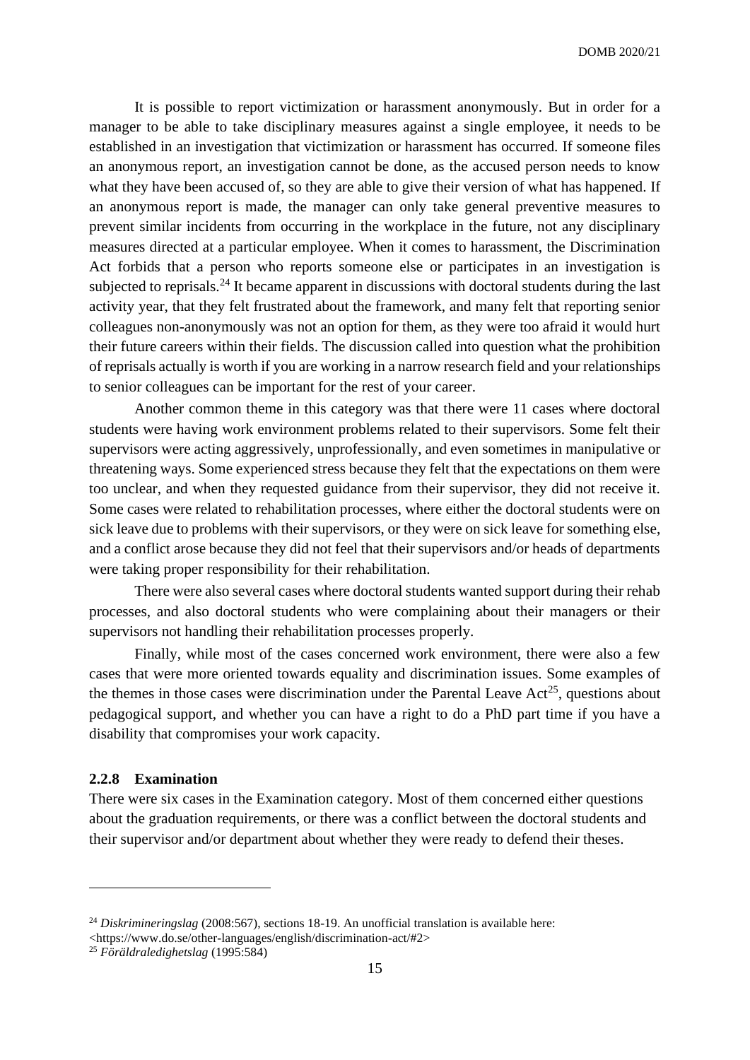It is possible to report victimization or harassment anonymously. But in order for a manager to be able to take disciplinary measures against a single employee, it needs to be established in an investigation that victimization or harassment has occurred. If someone files an anonymous report, an investigation cannot be done, as the accused person needs to know what they have been accused of, so they are able to give their version of what has happened. If an anonymous report is made, the manager can only take general preventive measures to prevent similar incidents from occurring in the workplace in the future, not any disciplinary measures directed at a particular employee. When it comes to harassment, the Discrimination Act forbids that a person who reports someone else or participates in an investigation is subjected to reprisals.[24] It became apparent in discussions with doctoral students during the last activity year, that they felt frustrated about the framework, and many felt that reporting senior colleagues non-anonymously was not an option for them, as they were too afraid it would hurt their future careers within their fields. The discussion called into question what the prohibition of reprisals actually is worth if you are working in a narrow research field and your relationships to senior colleagues can be important for the rest of your career.

Another common theme in this category was that there were 11 cases where doctoral students were having work environment problems related to their supervisors. Some felt their supervisors were acting aggressively, unprofessionally, and even sometimes in manipulative or threatening ways. Some experienced stress because they felt that the expectations on them were too unclear, and when they requested guidance from their supervisor, they did not receive it. Some cases were related to rehabilitation processes, where either the doctoral students were on sick leave due to problems with their supervisors, or they were on sick leave for something else, and a conflict arose because they did not feel that their supervisors and/or heads of departments were taking proper responsibility for their rehabilitation.

There were also several cases where doctoral students wanted support during their rehab processes, and also doctoral students who were complaining about their managers or their supervisors not handling their rehabilitation processes properly.

Finally, while most of the cases concerned work environment, there were also a few cases that were more oriented towards equality and discrimination issues. Some examples of the themes in those cases were discrimination under the Parental Leave Act[25], questions about pedagogical support, and whether you can have a right to do a PhD part time if you have a disability that compromises your work capacity.

### 2.2.8 Examination

There were six cases in the Examination category. Most of them concerned either questions about the graduation requirements, or there was a conflict between the doctoral students and their supervisor and/or department about whether they were ready to defend their theses.

---

[24] *Diskrimineringslag* (2008:567), sections 18-19. An unofficial translation is available here: <https://www.do.se/other-languages/english/discrimination-act/#2>

[25] *Föräldraledighetslag* (1995:584)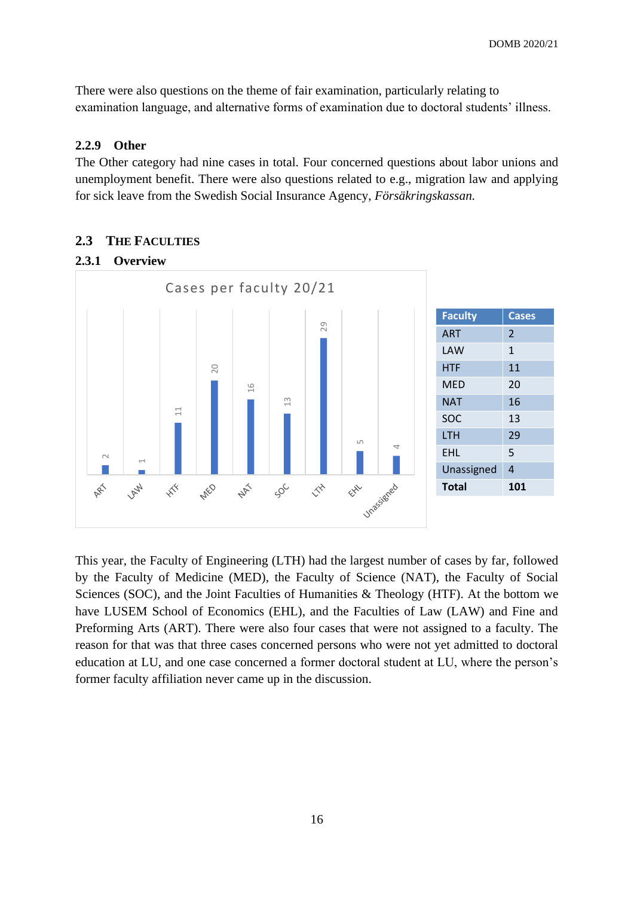There were also questions on the theme of fair examination, particularly relating to examination language, and alternative forms of examination due to doctoral students' illness.

#### 2.2.9 Other

The Other category had nine cases in total. Four concerned questions about labor unions and unemployment benefit. There were also questions related to e.g., migration law and applying for sick leave from the Swedish Social Insurance Agency, *Försäkringskassan.*

### 2.3 The Faculties

#### 2.3.1 Overview

Cases per faculty 20/21

| Faculty | Cases |
|---|---|
| ART | 2 |
| LAW | 1 |
| HTF | 11 |
| MED | 20 |
| NAT | 16 |
| SOC | 13 |
| LTH | 29 |
| EHL | 5 |
| Unassigned | 4 |
| **Total** | **101** |

This year, the Faculty of Engineering (LTH) had the largest number of cases by far, followed by the Faculty of Medicine (MED), the Faculty of Science (NAT), the Faculty of Social Sciences (SOC), and the Joint Faculties of Humanities & Theology (HTF). At the bottom we have LUSEM School of Economics (EHL), and the Faculties of Law (LAW) and Fine and Preforming Arts (ART). There were also four cases that were not assigned to a faculty. The reason for that was that three cases concerned persons who were not yet admitted to doctoral education at LU, and one case concerned a former doctoral student at LU, where the person's former faculty affiliation never came up in the discussion.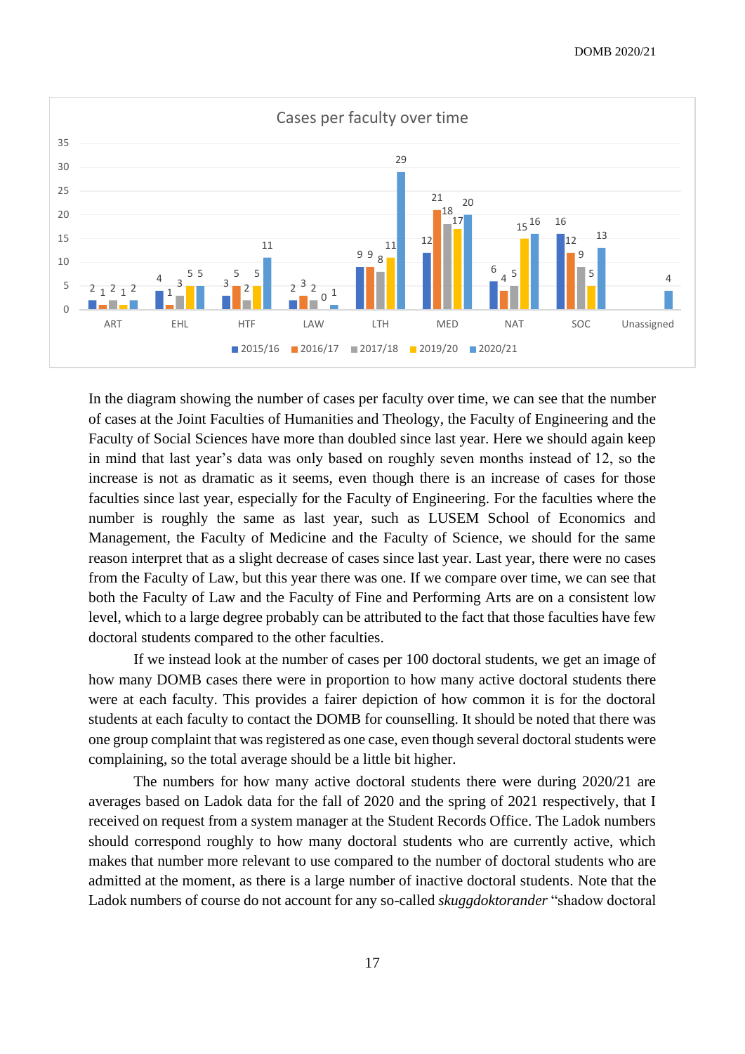**Cases per faculty over time**

| Faculty | 2015/16 | 2016/17 | 2017/18 | 2019/20 | 2020/21 |
|---|---|---|---|---|---|
| ART | 2 | 1 | 2 | 1 | 2 |
| EHL | 4 | 1 | 3 | 5 | 5 |
| HTF | 3 | 5 | 2 | 5 | 11 |
| LAW | 2 | 3 | 2 | 0 | 1 |
| LTH | 9 | 9 | 8 | 11 | 29 |
| MED | 12 | 21 | 18 | 17 | 20 |
| NAT | 6 | 4 | 5 | 15 | 16 |
| SOC | 16 | 12 | 9 | 5 | 13 |
| Unassigned | | | | | 4 |

In the diagram showing the number of cases per faculty over time, we can see that the number of cases at the Joint Faculties of Humanities and Theology, the Faculty of Engineering and the Faculty of Social Sciences have more than doubled since last year. Here we should again keep in mind that last year's data was only based on roughly seven months instead of 12, so the increase is not as dramatic as it seems, even though there is an increase of cases for those faculties since last year, especially for the Faculty of Engineering. For the faculties where the number is roughly the same as last year, such as LUSEM School of Economics and Management, the Faculty of Medicine and the Faculty of Science, we should for the same reason interpret that as a slight decrease of cases since last year. Last year, there were no cases from the Faculty of Law, but this year there was one. If we compare over time, we can see that both the Faculty of Law and the Faculty of Fine and Performing Arts are on a consistent low level, which to a large degree probably can be attributed to the fact that those faculties have few doctoral students compared to the other faculties.

If we instead look at the number of cases per 100 doctoral students, we get an image of how many DOMB cases there were in proportion to how many active doctoral students there were at each faculty. This provides a fairer depiction of how common it is for the doctoral students at each faculty to contact the DOMB for counselling. It should be noted that there was one group complaint that was registered as one case, even though several doctoral students were complaining, so the total average should be a little bit higher.

The numbers for how many active doctoral students there were during 2020/21 are averages based on Ladok data for the fall of 2020 and the spring of 2021 respectively, that I received on request from a system manager at the Student Records Office. The Ladok numbers should correspond roughly to how many doctoral students who are currently active, which makes that number more relevant to use compared to the number of doctoral students who are admitted at the moment, as there is a large number of inactive doctoral students. Note that the Ladok numbers of course do not account for any so-called *skuggdoktorander* "shadow doctoral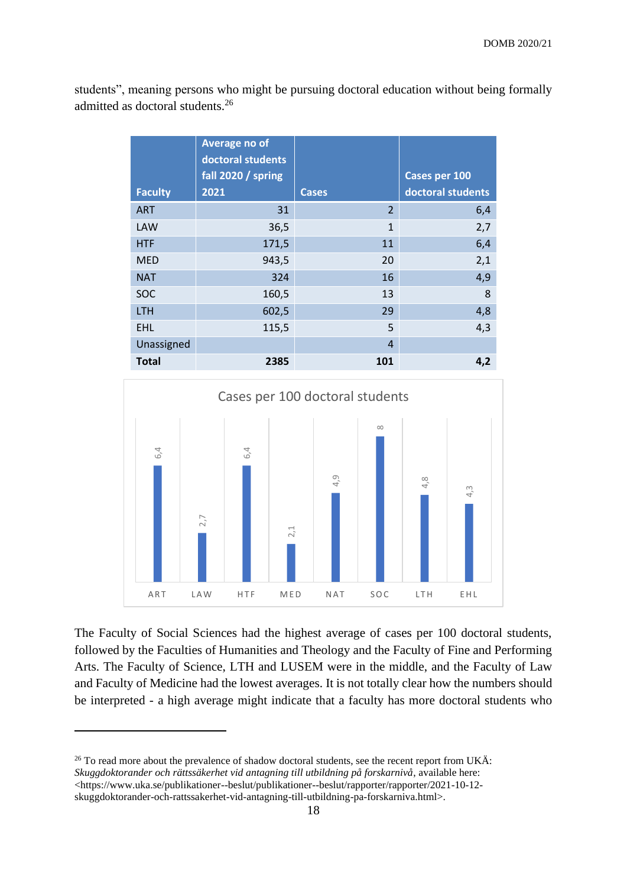students", meaning persons who might be pursuing doctoral education without being formally admitted as doctoral students.[26]

| Faculty | Average no of doctoral students fall 2020 / spring 2021 | Cases | Cases per 100 doctoral students |
|---|---|---|---|
| ART | 31 | 2 | 6,4 |
| LAW | 36,5 | 1 | 2,7 |
| HTF | 171,5 | 11 | 6,4 |
| MED | 943,5 | 20 | 2,1 |
| NAT | 324 | 16 | 4,9 |
| SOC | 160,5 | 13 | 8 |
| LTH | 602,5 | 29 | 4,8 |
| EHL | 115,5 | 5 | 4,3 |
| Unassigned | | 4 | |
| **Total** | **2385** | **101** | **4,2** |

The Faculty of Social Sciences had the highest average of cases per 100 doctoral students, followed by the Faculties of Humanities and Theology and the Faculty of Fine and Performing Arts. The Faculty of Science, LTH and LUSEM were in the middle, and the Faculty of Law and Faculty of Medicine had the lowest averages. It is not totally clear how the numbers should be interpreted - a high average might indicate that a faculty has more doctoral students who

[26] To read more about the prevalence of shadow doctoral students, see the recent report from UKÄ: *Skuggdoktorander och rättssäkerhet vid antagning till utbildning på forskarnivå*, available here: <https://www.uka.se/publikationer--beslut/publikationer--beslut/rapporter/rapporter/2021-10-12-skuggdoktorander-och-rattssakerhet-vid-antagning-till-utbildning-pa-forskarniva.html>.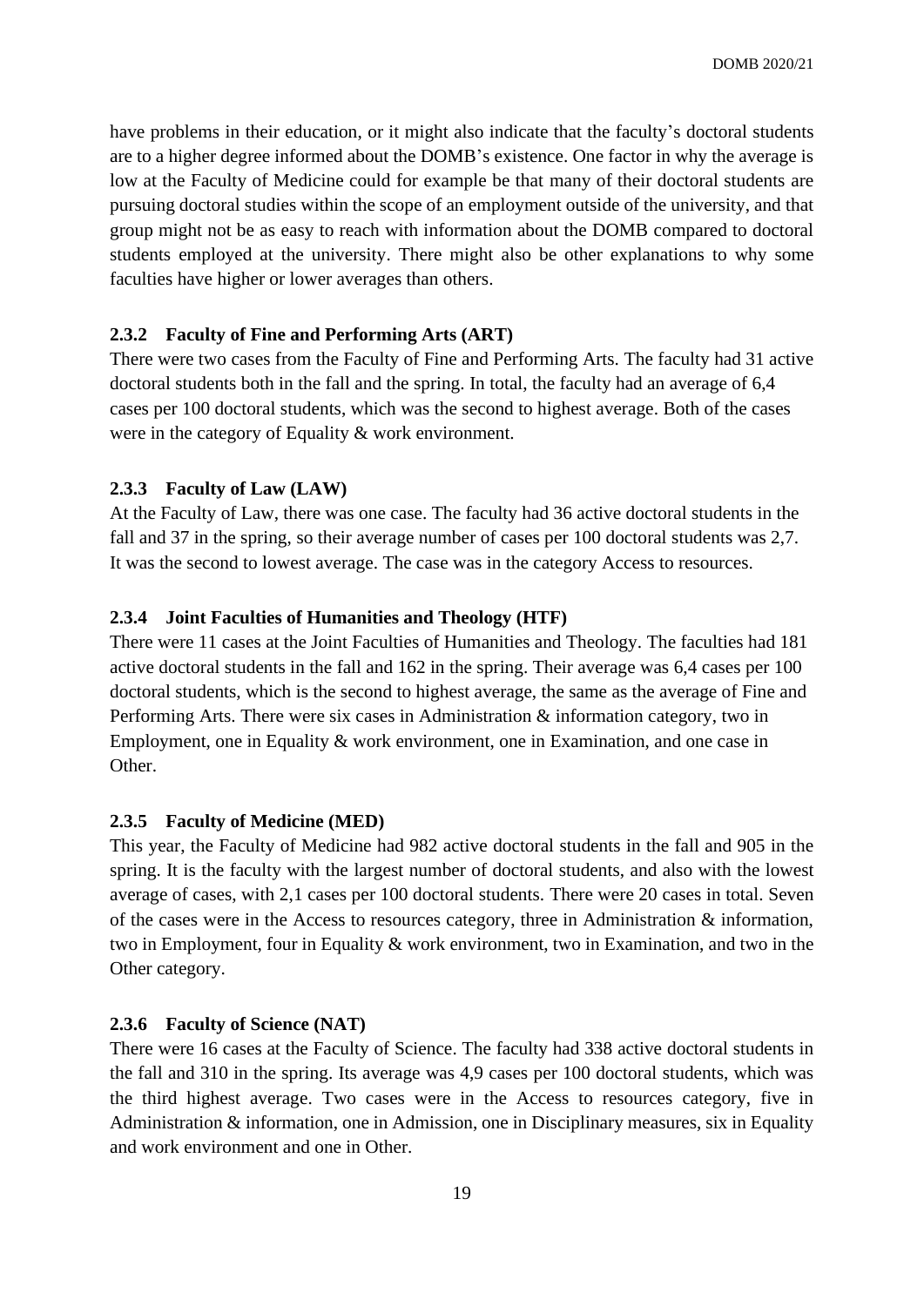have problems in their education, or it might also indicate that the faculty's doctoral students are to a higher degree informed about the DOMB's existence. One factor in why the average is low at the Faculty of Medicine could for example be that many of their doctoral students are pursuing doctoral studies within the scope of an employment outside of the university, and that group might not be as easy to reach with information about the DOMB compared to doctoral students employed at the university. There might also be other explanations to why some faculties have higher or lower averages than others.

### 2.3.2 Faculty of Fine and Performing Arts (ART)

There were two cases from the Faculty of Fine and Performing Arts. The faculty had 31 active doctoral students both in the fall and the spring. In total, the faculty had an average of 6,4 cases per 100 doctoral students, which was the second to highest average. Both of the cases were in the category of Equality & work environment.

### 2.3.3 Faculty of Law (LAW)

At the Faculty of Law, there was one case. The faculty had 36 active doctoral students in the fall and 37 in the spring, so their average number of cases per 100 doctoral students was 2,7. It was the second to lowest average. The case was in the category Access to resources.

### 2.3.4 Joint Faculties of Humanities and Theology (HTF)

There were 11 cases at the Joint Faculties of Humanities and Theology. The faculties had 181 active doctoral students in the fall and 162 in the spring. Their average was 6,4 cases per 100 doctoral students, which is the second to highest average, the same as the average of Fine and Performing Arts. There were six cases in Administration & information category, two in Employment, one in Equality & work environment, one in Examination, and one case in Other.

### 2.3.5 Faculty of Medicine (MED)

This year, the Faculty of Medicine had 982 active doctoral students in the fall and 905 in the spring. It is the faculty with the largest number of doctoral students, and also with the lowest average of cases, with 2,1 cases per 100 doctoral students. There were 20 cases in total. Seven of the cases were in the Access to resources category, three in Administration & information, two in Employment, four in Equality & work environment, two in Examination, and two in the Other category.

### 2.3.6 Faculty of Science (NAT)

There were 16 cases at the Faculty of Science. The faculty had 338 active doctoral students in the fall and 310 in the spring. Its average was 4,9 cases per 100 doctoral students, which was the third highest average. Two cases were in the Access to resources category, five in Administration & information, one in Admission, one in Disciplinary measures, six in Equality and work environment and one in Other.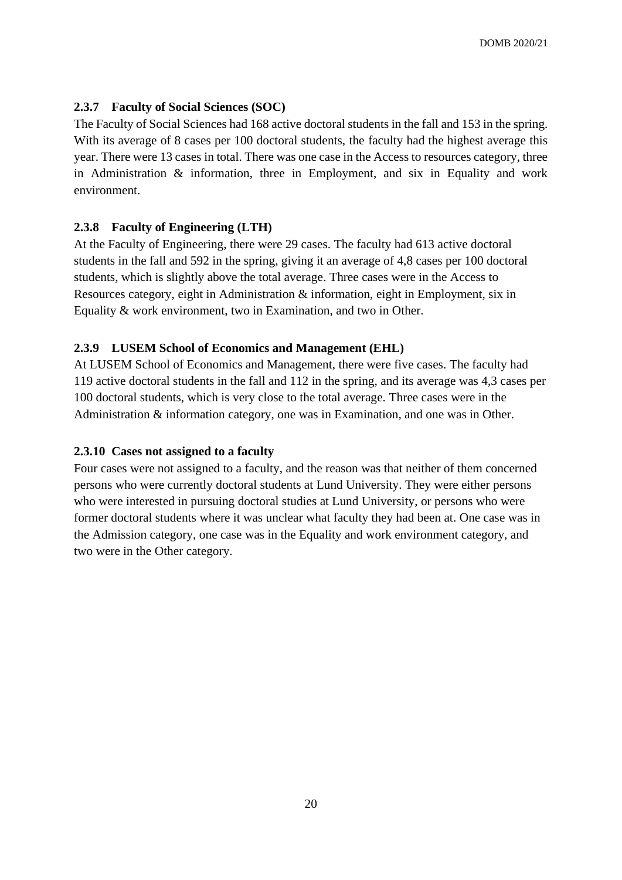### 2.3.7 Faculty of Social Sciences (SOC)

The Faculty of Social Sciences had 168 active doctoral students in the fall and 153 in the spring. With its average of 8 cases per 100 doctoral students, the faculty had the highest average this year. There were 13 cases in total. There was one case in the Access to resources category, three in Administration & information, three in Employment, and six in Equality and work environment.

### 2.3.8 Faculty of Engineering (LTH)

At the Faculty of Engineering, there were 29 cases. The faculty had 613 active doctoral students in the fall and 592 in the spring, giving it an average of 4,8 cases per 100 doctoral students, which is slightly above the total average. Three cases were in the Access to Resources category, eight in Administration & information, eight in Employment, six in Equality & work environment, two in Examination, and two in Other.

### 2.3.9 LUSEM School of Economics and Management (EHL)

At LUSEM School of Economics and Management, there were five cases. The faculty had 119 active doctoral students in the fall and 112 in the spring, and its average was 4,3 cases per 100 doctoral students, which is very close to the total average. Three cases were in the Administration & information category, one was in Examination, and one was in Other.

### 2.3.10 Cases not assigned to a faculty

Four cases were not assigned to a faculty, and the reason was that neither of them concerned persons who were currently doctoral students at Lund University. They were either persons who were interested in pursuing doctoral studies at Lund University, or persons who were former doctoral students where it was unclear what faculty they had been at. One case was in the Admission category, one case was in the Equality and work environment category, and two were in the Other category.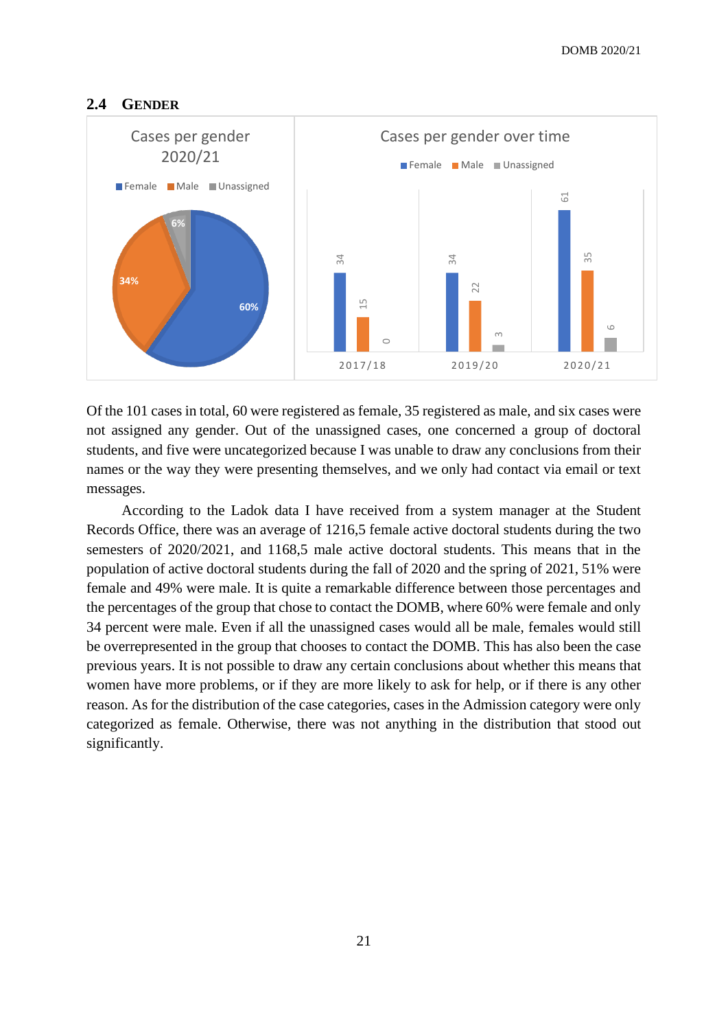## 2.4 GENDER

Of the 101 cases in total, 60 were registered as female, 35 registered as male, and six cases were not assigned any gender. Out of the unassigned cases, one concerned a group of doctoral students, and five were uncategorized because I was unable to draw any conclusions from their names or the way they were presenting themselves, and we only had contact via email or text messages.

According to the Ladok data I have received from a system manager at the Student Records Office, there was an average of 1216,5 female active doctoral students during the two semesters of 2020/2021, and 1168,5 male active doctoral students. This means that in the population of active doctoral students during the fall of 2020 and the spring of 2021, 51% were female and 49% were male. It is quite a remarkable difference between those percentages and the percentages of the group that chose to contact the DOMB, where 60% were female and only 34 percent were male. Even if all the unassigned cases would all be male, females would still be overrepresented in the group that chooses to contact the DOMB. This has also been the case previous years. It is not possible to draw any certain conclusions about whether this means that women have more problems, or if they are more likely to ask for help, or if there is any other reason. As for the distribution of the case categories, cases in the Admission category were only categorized as female. Otherwise, there was not anything in the distribution that stood out significantly.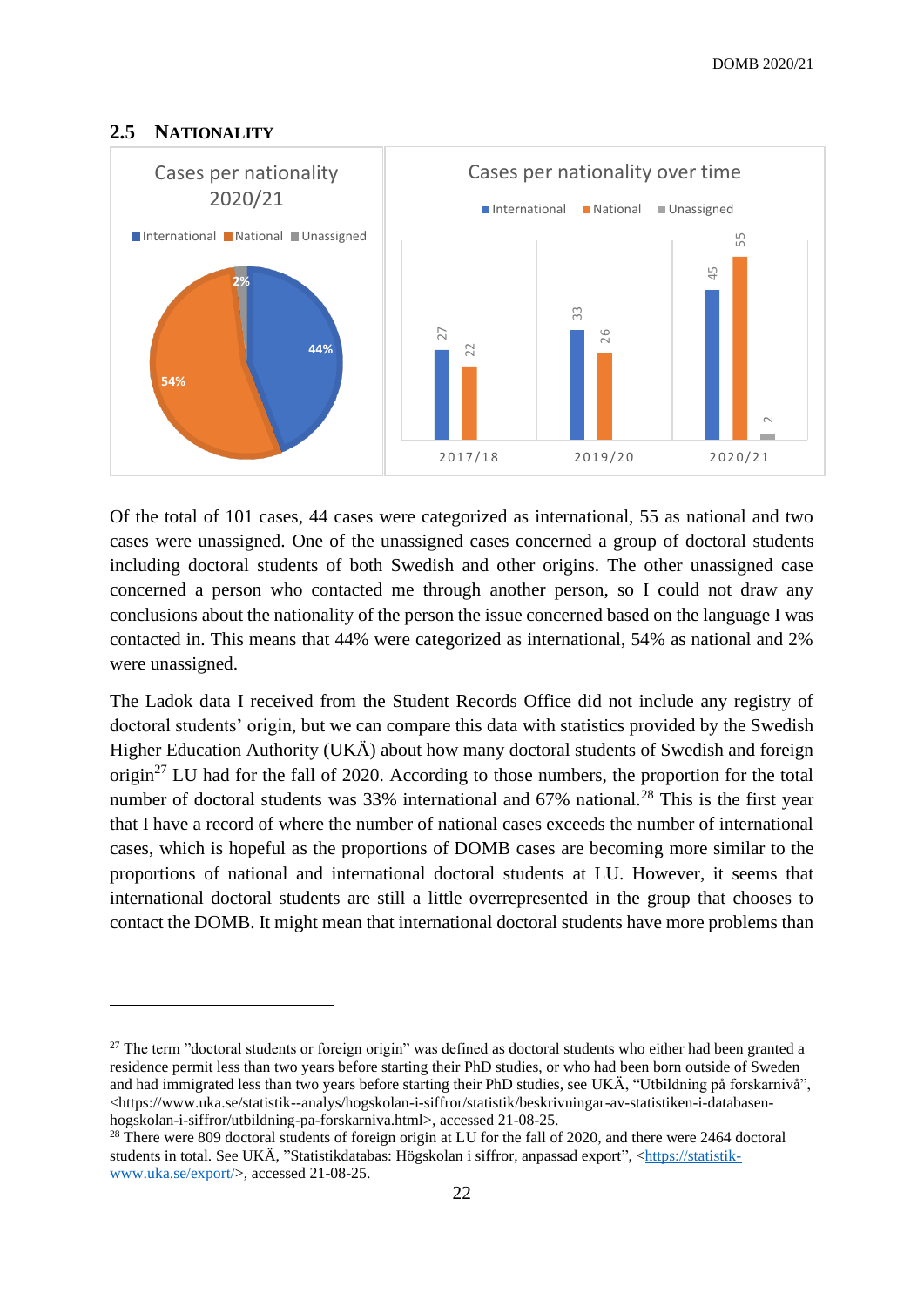## 2.5 Nationality

Of the total of 101 cases, 44 cases were categorized as international, 55 as national and two cases were unassigned. One of the unassigned cases concerned a group of doctoral students including doctoral students of both Swedish and other origins. The other unassigned case concerned a person who contacted me through another person, so I could not draw any conclusions about the nationality of the person the issue concerned based on the language I was contacted in. This means that 44% were categorized as international, 54% as national and 2% were unassigned.

The Ladok data I received from the Student Records Office did not include any registry of doctoral students' origin, but we can compare this data with statistics provided by the Swedish Higher Education Authority (UKÄ) about how many doctoral students of Swedish and foreign origin[27] LU had for the fall of 2020. According to those numbers, the proportion for the total number of doctoral students was 33% international and 67% national.[28] This is the first year that I have a record of where the number of national cases exceeds the number of international cases, which is hopeful as the proportions of DOMB cases are becoming more similar to the proportions of national and international doctoral students at LU. However, it seems that international doctoral students are still a little overrepresented in the group that chooses to contact the DOMB. It might mean that international doctoral students have more problems than

---

[27] The term "doctoral students or foreign origin" was defined as doctoral students who either had been granted a residence permit less than two years before starting their PhD studies, or who had been born outside of Sweden and had immigrated less than two years before starting their PhD studies, see UKÄ, "Utbildning på forskarnivå", <https://www.uka.se/statistik--analys/hogskolan-i-siffror/statistik/beskrivningar-av-statistiken-i-databasen-hogskolan-i-siffror/utbildning-pa-forskarniva.html>, accessed 21-08-25.

[28] There were 809 doctoral students of foreign origin at LU for the fall of 2020, and there were 2464 doctoral students in total. See UKÄ, "Statistikdatabas: Högskolan i siffror, anpassad export", <https://statistik-www.uka.se/export/>, accessed 21-08-25.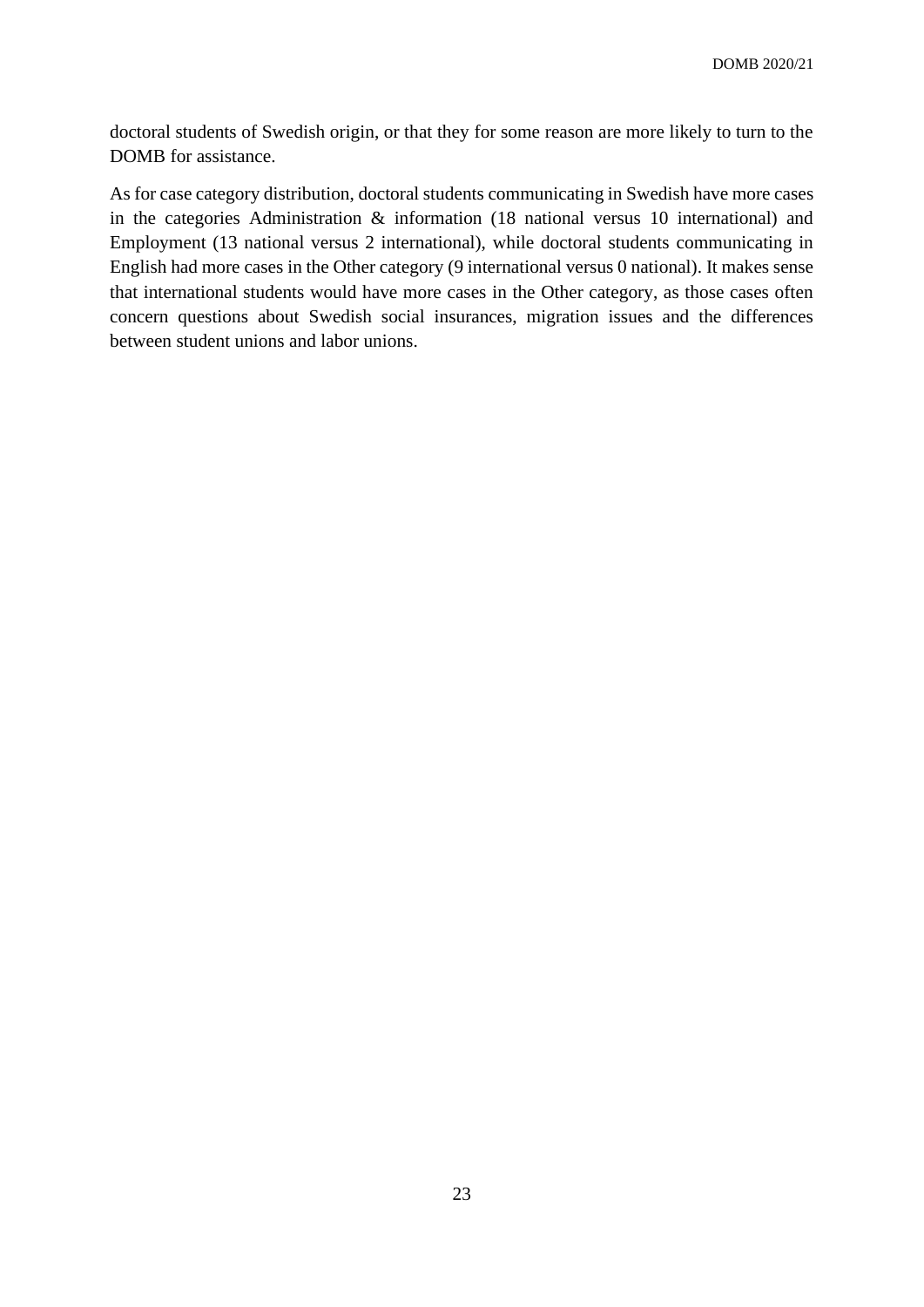doctoral students of Swedish origin, or that they for some reason are more likely to turn to the DOMB for assistance.

As for case category distribution, doctoral students communicating in Swedish have more cases in the categories Administration & information (18 national versus 10 international) and Employment (13 national versus 2 international), while doctoral students communicating in English had more cases in the Other category (9 international versus 0 national). It makes sense that international students would have more cases in the Other category, as those cases often concern questions about Swedish social insurances, migration issues and the differences between student unions and labor unions.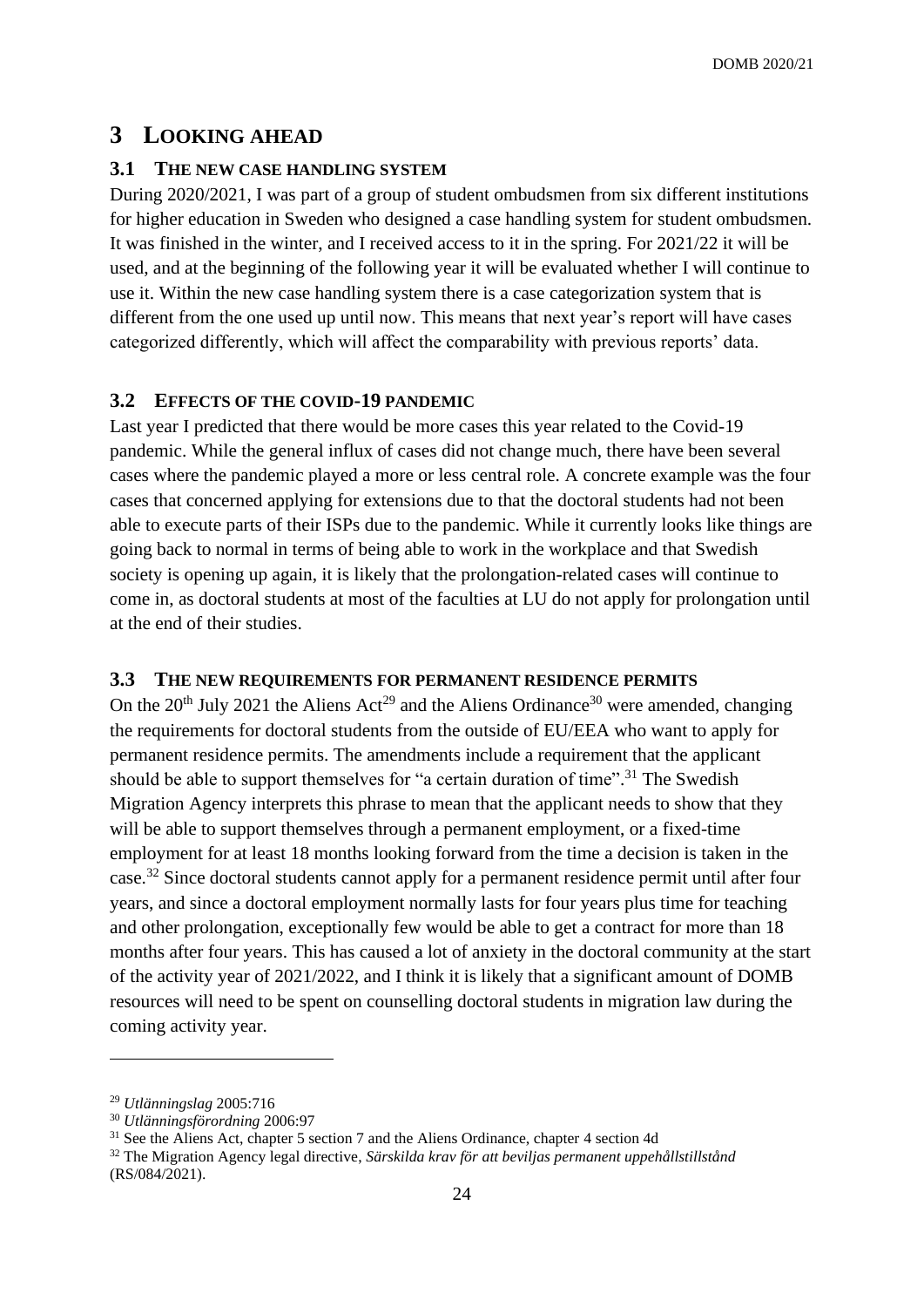# 3 LOOKING AHEAD

## 3.1 THE NEW CASE HANDLING SYSTEM

During 2020/2021, I was part of a group of student ombudsmen from six different institutions for higher education in Sweden who designed a case handling system for student ombudsmen. It was finished in the winter, and I received access to it in the spring. For 2021/22 it will be used, and at the beginning of the following year it will be evaluated whether I will continue to use it. Within the new case handling system there is a case categorization system that is different from the one used up until now. This means that next year's report will have cases categorized differently, which will affect the comparability with previous reports' data.

## 3.2 EFFECTS OF THE COVID-19 PANDEMIC

Last year I predicted that there would be more cases this year related to the Covid-19 pandemic. While the general influx of cases did not change much, there have been several cases where the pandemic played a more or less central role. A concrete example was the four cases that concerned applying for extensions due to that the doctoral students had not been able to execute parts of their ISPs due to the pandemic. While it currently looks like things are going back to normal in terms of being able to work in the workplace and that Swedish society is opening up again, it is likely that the prolongation-related cases will continue to come in, as doctoral students at most of the faculties at LU do not apply for prolongation until at the end of their studies.

## 3.3 THE NEW REQUIREMENTS FOR PERMANENT RESIDENCE PERMITS

On the 20th July 2021 the Aliens Act[29] and the Aliens Ordinance[30] were amended, changing the requirements for doctoral students from the outside of EU/EEA who want to apply for permanent residence permits. The amendments include a requirement that the applicant should be able to support themselves for "a certain duration of time".[31] The Swedish Migration Agency interprets this phrase to mean that the applicant needs to show that they will be able to support themselves through a permanent employment, or a fixed-time employment for at least 18 months looking forward from the time a decision is taken in the case.[32] Since doctoral students cannot apply for a permanent residence permit until after four years, and since a doctoral employment normally lasts for four years plus time for teaching and other prolongation, exceptionally few would be able to get a contract for more than 18 months after four years. This has caused a lot of anxiety in the doctoral community at the start of the activity year of 2021/2022, and I think it is likely that a significant amount of DOMB resources will need to be spent on counselling doctoral students in migration law during the coming activity year.

---

[29] *Utlänningslag* 2005:716

[30] *Utlänningsförordning* 2006:97

[31] See the Aliens Act, chapter 5 section 7 and the Aliens Ordinance, chapter 4 section 4d

[32] The Migration Agency legal directive, *Särskilda krav för att beviljas permanent uppehållstillstånd* (RS/084/2021).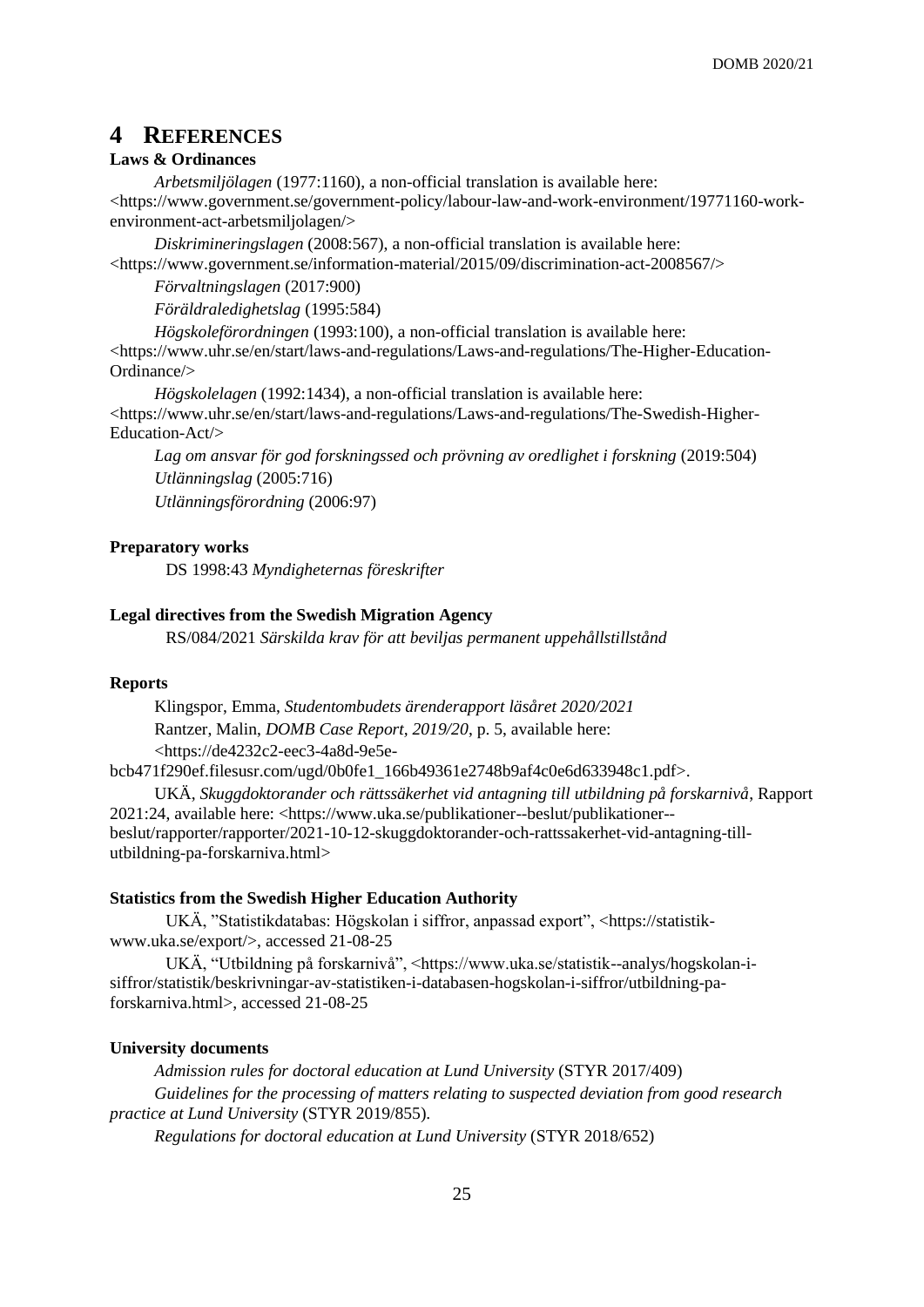# 4 REFERENCES

**Laws & Ordinances**

*Arbetsmiljölagen* (1977:1160), a non-official translation is available here: <https://www.government.se/government-policy/labour-law-and-work-environment/19771160-work-environment-act-arbetsmiljolagen/>

*Diskrimineringslagen* (2008:567), a non-official translation is available here: <https://www.government.se/information-material/2015/09/discrimination-act-2008567/>

*Förvaltningslagen* (2017:900)

*Föräldraledighetslag* (1995:584)

*Högskoleförordningen* (1993:100), a non-official translation is available here: <https://www.uhr.se/en/start/laws-and-regulations/Laws-and-regulations/The-Higher-Education-Ordinance/>

*Högskolelagen* (1992:1434), a non-official translation is available here: <https://www.uhr.se/en/start/laws-and-regulations/Laws-and-regulations/The-Swedish-Higher-Education-Act/>

*Lag om ansvar för god forskningssed och prövning av oredlighet i forskning* (2019:504)

*Utlänningslag* (2005:716)

*Utlänningsförordning* (2006:97)

**Preparatory works**

DS 1998:43 *Myndigheternas föreskrifter*

**Legal directives from the Swedish Migration Agency**

RS/084/2021 *Särskilda krav för att beviljas permanent uppehållstillstånd*

**Reports**

Klingspor, Emma, *Studentombudets ärenderapport läsåret 2020/2021*

Rantzer, Malin, *DOMB Case Report, 2019/20*, p. 5, available here: <https://de4232c2-eec3-4a8d-9e5e-bcb471f290ef.filesusr.com/ugd/0b0fe1_166b49361e2748b9af4c0e6d633948c1.pdf>.

UKÄ, *Skuggdoktorander och rättssäkerhet vid antagning till utbildning på forskarnivå*, Rapport 2021:24, available here: <https://www.uka.se/publikationer--beslut/publikationer--beslut/rapporter/rapporter/2021-10-12-skuggdoktorander-och-rattssakerhet-vid-antagning-till-utbildning-pa-forskarniva.html>

**Statistics from the Swedish Higher Education Authority**

UKÄ, "Statistikdatabas: Högskolan i siffror, anpassad export", <https://statistik-www.uka.se/export/>, accessed 21-08-25

UKÄ, "Utbildning på forskarnivå", <https://www.uka.se/statistik--analys/hogskolan-i-siffror/statistik/beskrivningar-av-statistiken-i-databasen-hogskolan-i-siffror/utbildning-pa-forskarniva.html>, accessed 21-08-25

**University documents**

*Admission rules for doctoral education at Lund University* (STYR 2017/409)

*Guidelines for the processing of matters relating to suspected deviation from good research practice at Lund University* (STYR 2019/855).

*Regulations for doctoral education at Lund University* (STYR 2018/652)